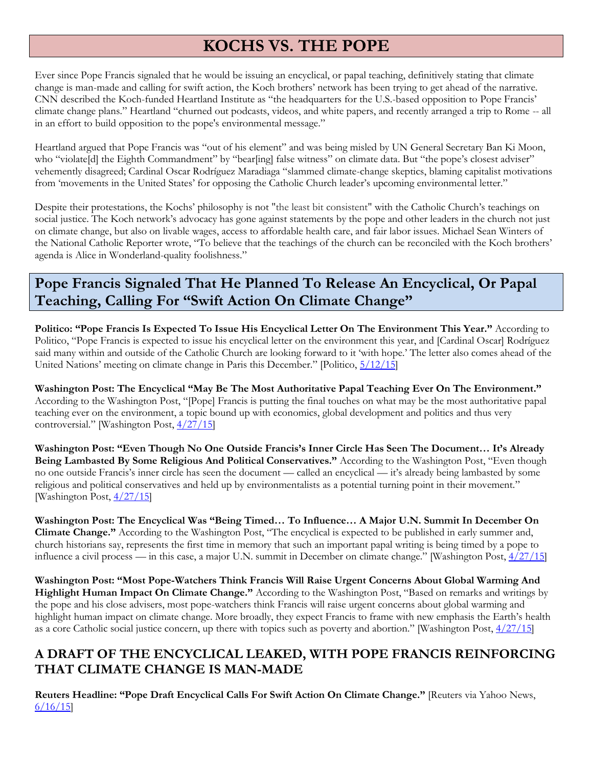# KOCHS VS. THE POPE

Ever since Pope Francis signaled that he would be issuing an encyclical, or papal teaching, definitively stating that climate change is man-made and calling for swift action, the Koch brothers' network has been trying to get ahead of the narrative. CNN described the Koch-funded Heartland Institute as "the headquarters for the U.S.-based opposition to Pope Francis' climate change plans." Heartland "churned out podcasts, videos, and white papers, and recently arranged a trip to Rome -- all in an effort to build opposition to the pope's environmental message."

Heartland argued that Pope Francis was "out of his element" and was being misled by UN General Secretary Ban Ki Moon, who "violate[d] the Eighth Commandment" by "bear[ing] false witness" on climate data. But "the pope's closest adviser" vehemently disagreed; Cardinal Oscar Rodríguez Maradiaga "slammed climate-change skeptics, blaming capitalist motivations from 'movements in the United States' for opposing the Catholic Church leader's upcoming environmental letter."

Despite their protestations, the Kochs' philosophy is not "the least bit consistent" with the Catholic Church's teachings on social justice. The Koch network's advocacy has gone against statements by the pope and other leaders in the church not just on climate change, but also on livable wages, access to affordable health care, and fair labor issues. Michael Sean Winters of the National Catholic Reporter wrote, "To believe that the teachings of the church can be reconciled with the Koch brothers' agenda is Alice in Wonderland-quality foolishness."

## Pope Francis Signaled That He Planned To Release An Encyclical, Or Papal Teaching, Calling For "Swift Action On Climate Change"

**Politico: "Pope Francis Is Expected To Issue His Encyclical Letter On The Environment This Year."** According to Politico, "Pope Francis is expected to issue his encyclical letter on the environment this year, and [Cardinal Oscar] Rodríguez said many within and outside of the Catholic Church are looking forward to it 'with hope.' The letter also comes ahead of the United Nations' meeting on climate change in Paris this December." [Politico, 5/12/15]

**Washington Post: The Encyclical "May Be The Most Authoritative Papal Teaching Ever On The Environment."** According to the Washington Post, "[Pope] Francis is putting the final touches on what may be the most authoritative papal teaching ever on the environment, a topic bound up with economics, global development and politics and thus very controversial." [Washington Post, 4/27/15]

**Washington Post: "Even Though No One Outside Francis's Inner Circle Has Seen The Document… It's Already Being Lambasted By Some Religious And Political Conservatives."** According to the Washington Post, "Even though no one outside Francis's inner circle has seen the document — called an encyclical — it's already being lambasted by some religious and political conservatives and held up by environmentalists as a potential turning point in their movement." [Washington Post, 4/27/15]

**Washington Post: The Encyclical Was "Being Timed… To Influence… A Major U.N. Summit In December On Climate Change."** According to the Washington Post, "The encyclical is expected to be published in early summer and, church historians say, represents the first time in memory that such an important papal writing is being timed by a pope to influence a civil process — in this case, a major U.N. summit in December on climate change." [Washington Post, 4/27/15]

**Washington Post: "Most Pope-Watchers Think Francis Will Raise Urgent Concerns About Global Warming And Highlight Human Impact On Climate Change."** According to the Washington Post, "Based on remarks and writings by the pope and his close advisers, most pope-watchers think Francis will raise urgent concerns about global warming and highlight human impact on climate change. More broadly, they expect Francis to frame with new emphasis the Earth's health as a core Catholic social justice concern, up there with topics such as poverty and abortion." [Washington Post, 4/27/15]

## A DRAFT OF THE ENCYCLICAL LEAKED, WITH POPE FRANCIS REINFORCING THAT CLIMATE CHANGE IS MAN-MADE

**Reuters Headline: "Pope Draft Encyclical Calls For Swift Action On Climate Change."** [Reuters via Yahoo News, 6/16/15]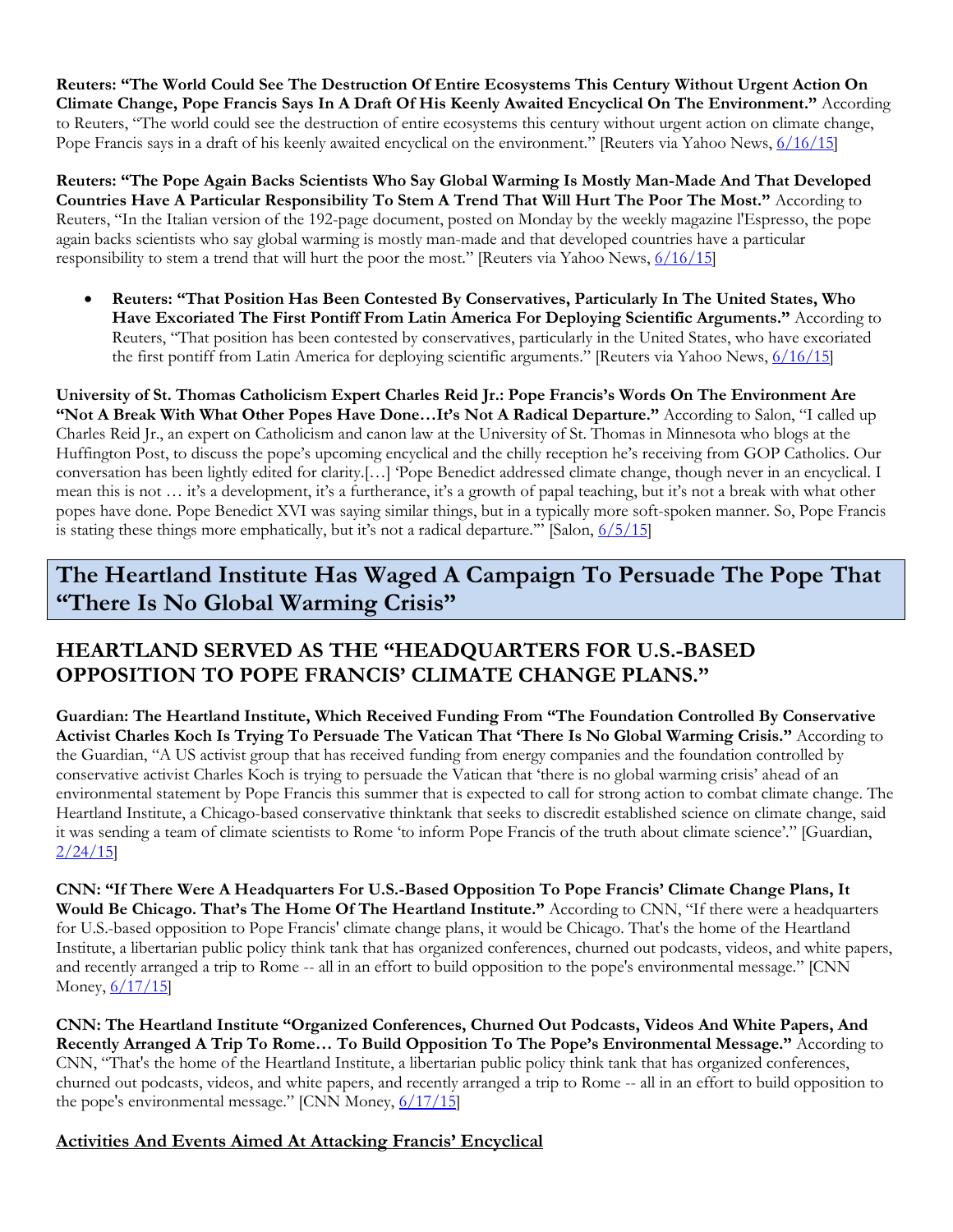**Reuters: "The World Could See The Destruction Of Entire Ecosystems This Century Without Urgent Action On Climate Change, Pope Francis Says In A Draft Of His Keenly Awaited Encyclical On The Environment."** According to Reuters, "The world could see the destruction of entire ecosystems this century without urgent action on climate change, Pope Francis says in a draft of his keenly awaited encyclical on the environment." [Reuters via Yahoo News, 6/16/15]

**Reuters: "The Pope Again Backs Scientists Who Say Global Warming Is Mostly Man-Made And That Developed Countries Have A Particular Responsibility To Stem A Trend That Will Hurt The Poor The Most."** According to Reuters, "In the Italian version of the 192-page document, posted on Monday by the weekly magazine l'Espresso, the pope again backs scientists who say global warming is mostly man-made and that developed countries have a particular responsibility to stem a trend that will hurt the poor the most." [Reuters via Yahoo News, 6/16/15]

- **Reuters: "That Position Has Been Contested By Conservatives, Particularly In The United States, Who Have Excoriated The First Pontiff From Latin America For Deploying Scientific Arguments."** According to Reuters, "That position has been contested by conservatives, particularly in the United States, who have excoriated the first pontiff from Latin America for deploying scientific arguments." [Reuters via Yahoo News, 6/16/15]

**University of St. Thomas Catholicism Expert Charles Reid Jr.: Pope Francis's Words On The Environment Are "Not A Break With What Other Popes Have Done…It's Not A Radical Departure."** According to Salon, "I called up Charles Reid Jr., an expert on Catholicism and canon law at the University of St. Thomas in Minnesota who blogs at the Huffington Post, to discuss the pope's upcoming encyclical and the chilly reception he's receiving from GOP Catholics. Our conversation has been lightly edited for clarity.[…] 'Pope Benedict addressed climate change, though never in an encyclical. I mean this is not … it's a development, it's a furtherance, it's a growth of papal teaching, but it's not a break with what other popes have done. Pope Benedict XVI was saying similar things, but in a typically more soft-spoken manner. So, Pope Francis is stating these things more emphatically, but it's not a radical departure.'" [Salon, 6/5/15]

# The Heartland Institute Has Waged A Campaign To Persuade The Pope That "There Is No Global Warming Crisis"

## HEARTLAND SERVED AS THE "HEADQUARTERS FOR U.S.-BASED OPPOSITION TO POPE FRANCIS' CLIMATE CHANGE PLANS."

**Guardian: The Heartland Institute, Which Received Funding From "The Foundation Controlled By Conservative Activist Charles Koch Is Trying To Persuade The Vatican That 'There Is No Global Warming Crisis."** According to the Guardian, "A US activist group that has received funding from energy companies and the foundation controlled by conservative activist Charles Koch is trying to persuade the Vatican that 'there is no global warming crisis' ahead of an environmental statement by Pope Francis this summer that is expected to call for strong action to combat climate change. The Heartland Institute, a Chicago-based conservative thinktank that seeks to discredit established science on climate change, said it was sending a team of climate scientists to Rome 'to inform Pope Francis of the truth about climate science'." [Guardian, 2/24/15]

**CNN: "If There Were A Headquarters For U.S.-Based Opposition To Pope Francis' Climate Change Plans, It Would Be Chicago. That's The Home Of The Heartland Institute."** According to CNN, "If there were a headquarters for U.S.-based opposition to Pope Francis' climate change plans, it would be Chicago. That's the home of the Heartland Institute, a libertarian public policy think tank that has organized conferences, churned out podcasts, videos, and white papers, and recently arranged a trip to Rome -- all in an effort to build opposition to the pope's environmental message." [CNN Money, 6/17/15]

**CNN: The Heartland Institute "Organized Conferences, Churned Out Podcasts, Videos And White Papers, And Recently Arranged A Trip To Rome… To Build Opposition To The Pope's Environmental Message."** According to CNN, "That's the home of the Heartland Institute, a libertarian public policy think tank that has organized conferences, churned out podcasts, videos, and white papers, and recently arranged a trip to Rome -- all in an effort to build opposition to the pope's environmental message." [CNN Money, 6/17/15]

**Activities And Events Aimed At Attacking Francis' Encyclical**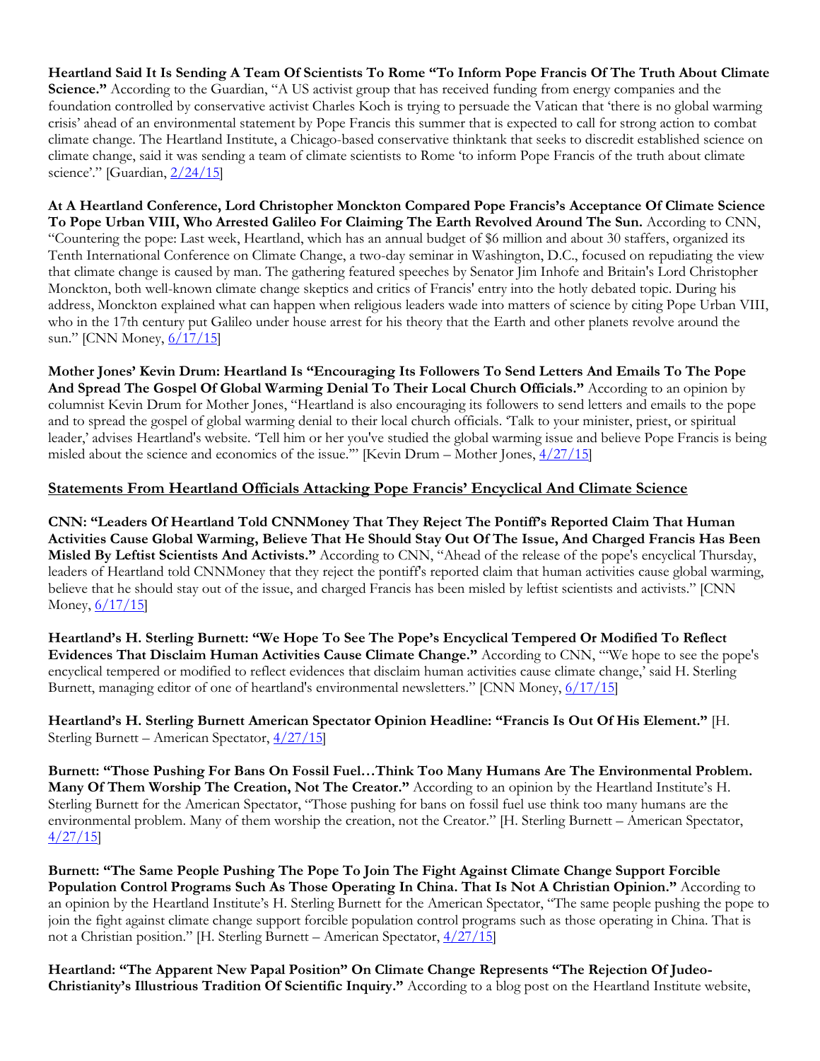**Heartland Said It Is Sending A Team Of Scientists To Rome "To Inform Pope Francis Of The Truth About Climate Science."** According to the Guardian, "A US activist group that has received funding from energy companies and the foundation controlled by conservative activist Charles Koch is trying to persuade the Vatican that 'there is no global warming crisis' ahead of an environmental statement by Pope Francis this summer that is expected to call for strong action to combat climate change. The Heartland Institute, a Chicago-based conservative thinktank that seeks to discredit established science on climate change, said it was sending a team of climate scientists to Rome 'to inform Pope Francis of the truth about climate science'." [Guardian, 2/24/15]

**At A Heartland Conference, Lord Christopher Monckton Compared Pope Francis's Acceptance Of Climate Science To Pope Urban VIII, Who Arrested Galileo For Claiming The Earth Revolved Around The Sun.** According to CNN, "Countering the pope: Last week, Heartland, which has an annual budget of $6 million and about 30 staffers, organized its Tenth International Conference on Climate Change, a two-day seminar in Washington, D.C., focused on repudiating the view that climate change is caused by man. The gathering featured speeches by Senator Jim Inhofe and Britain's Lord Christopher Monckton, both well-known climate change skeptics and critics of Francis' entry into the hotly debated topic. During his address, Monckton explained what can happen when religious leaders wade into matters of science by citing Pope Urban VIII, who in the 17th century put Galileo under house arrest for his theory that the Earth and other planets revolve around the sun." [CNN Money, 6/17/15]

**Mother Jones' Kevin Drum: Heartland Is "Encouraging Its Followers To Send Letters And Emails To The Pope And Spread The Gospel Of Global Warming Denial To Their Local Church Officials."** According to an opinion by columnist Kevin Drum for Mother Jones, "Heartland is also encouraging its followers to send letters and emails to the pope and to spread the gospel of global warming denial to their local church officials. 'Talk to your minister, priest, or spiritual leader,' advises Heartland's website. 'Tell him or her you've studied the global warming issue and believe Pope Francis is being misled about the science and economics of the issue.'" [Kevin Drum – Mother Jones, 4/27/15]

## Statements From Heartland Officials Attacking Pope Francis' Encyclical And Climate Science

**CNN: "Leaders Of Heartland Told CNNMoney That They Reject The Pontiff's Reported Claim That Human Activities Cause Global Warming, Believe That He Should Stay Out Of The Issue, And Charged Francis Has Been Misled By Leftist Scientists And Activists."** According to CNN, "Ahead of the release of the pope's encyclical Thursday, leaders of Heartland told CNNMoney that they reject the pontiff's reported claim that human activities cause global warming, believe that he should stay out of the issue, and charged Francis has been misled by leftist scientists and activists." [CNN Money, 6/17/15]

**Heartland's H. Sterling Burnett: "We Hope To See The Pope's Encyclical Tempered Or Modified To Reflect Evidences That Disclaim Human Activities Cause Climate Change."** According to CNN, "'We hope to see the pope's encyclical tempered or modified to reflect evidences that disclaim human activities cause climate change,' said H. Sterling Burnett, managing editor of one of heartland's environmental newsletters." [CNN Money, 6/17/15]

**Heartland's H. Sterling Burnett American Spectator Opinion Headline: "Francis Is Out Of His Element."** [H. Sterling Burnett – American Spectator, 4/27/15]

**Burnett: "Those Pushing For Bans On Fossil Fuel…Think Too Many Humans Are The Environmental Problem. Many Of Them Worship The Creation, Not The Creator."** According to an opinion by the Heartland Institute's H. Sterling Burnett for the American Spectator, "Those pushing for bans on fossil fuel use think too many humans are the environmental problem. Many of them worship the creation, not the Creator." [H. Sterling Burnett – American Spectator, 4/27/15]

**Burnett: "The Same People Pushing The Pope To Join The Fight Against Climate Change Support Forcible Population Control Programs Such As Those Operating In China. That Is Not A Christian Opinion."** According to an opinion by the Heartland Institute's H. Sterling Burnett for the American Spectator, "The same people pushing the pope to join the fight against climate change support forcible population control programs such as those operating in China. That is not a Christian position." [H. Sterling Burnett – American Spectator, 4/27/15]

**Heartland: "The Apparent New Papal Position" On Climate Change Represents "The Rejection Of Judeo-Christianity's Illustrious Tradition Of Scientific Inquiry."** According to a blog post on the Heartland Institute website,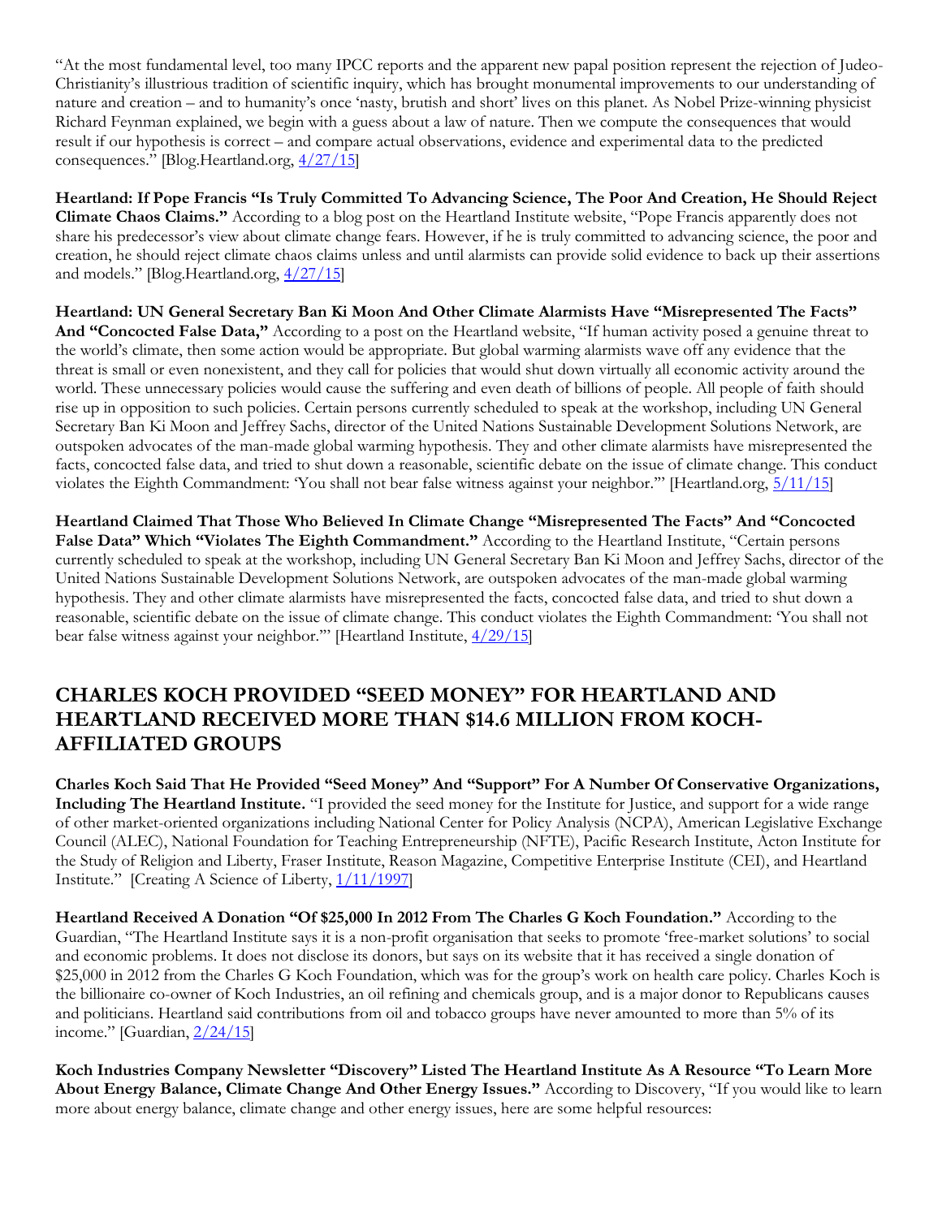"At the most fundamental level, too many IPCC reports and the apparent new papal position represent the rejection of Judeo-Christianity's illustrious tradition of scientific inquiry, which has brought monumental improvements to our understanding of nature and creation – and to humanity's once 'nasty, brutish and short' lives on this planet. As Nobel Prize-winning physicist Richard Feynman explained, we begin with a guess about a law of nature. Then we compute the consequences that would result if our hypothesis is correct – and compare actual observations, evidence and experimental data to the predicted consequences." [Blog.Heartland.org, 4/27/15]

**Heartland: If Pope Francis "Is Truly Committed To Advancing Science, The Poor And Creation, He Should Reject Climate Chaos Claims."** According to a blog post on the Heartland Institute website, "Pope Francis apparently does not share his predecessor's view about climate change fears. However, if he is truly committed to advancing science, the poor and creation, he should reject climate chaos claims unless and until alarmists can provide solid evidence to back up their assertions and models." [Blog.Heartland.org, 4/27/15]

**Heartland: UN General Secretary Ban Ki Moon And Other Climate Alarmists Have "Misrepresented The Facts" And "Concocted False Data,"** According to a post on the Heartland website, "If human activity posed a genuine threat to the world's climate, then some action would be appropriate. But global warming alarmists wave off any evidence that the threat is small or even nonexistent, and they call for policies that would shut down virtually all economic activity around the world. These unnecessary policies would cause the suffering and even death of billions of people. All people of faith should rise up in opposition to such policies. Certain persons currently scheduled to speak at the workshop, including UN General Secretary Ban Ki Moon and Jeffrey Sachs, director of the United Nations Sustainable Development Solutions Network, are outspoken advocates of the man-made global warming hypothesis. They and other climate alarmists have misrepresented the facts, concocted false data, and tried to shut down a reasonable, scientific debate on the issue of climate change. This conduct violates the Eighth Commandment: 'You shall not bear false witness against your neighbor.'" [Heartland.org, 5/11/15]

**Heartland Claimed That Those Who Believed In Climate Change "Misrepresented The Facts" And "Concocted False Data" Which "Violates The Eighth Commandment."** According to the Heartland Institute, "Certain persons currently scheduled to speak at the workshop, including UN General Secretary Ban Ki Moon and Jeffrey Sachs, director of the United Nations Sustainable Development Solutions Network, are outspoken advocates of the man-made global warming hypothesis. They and other climate alarmists have misrepresented the facts, concocted false data, and tried to shut down a reasonable, scientific debate on the issue of climate change. This conduct violates the Eighth Commandment: 'You shall not bear false witness against your neighbor.'" [Heartland Institute, 4/29/15]

## CHARLES KOCH PROVIDED "SEED MONEY" FOR HEARTLAND AND HEARTLAND RECEIVED MORE THAN $14.6 MILLION FROM KOCH-AFFILIATED GROUPS

**Charles Koch Said That He Provided "Seed Money" And "Support" For A Number Of Conservative Organizations, Including The Heartland Institute.** "I provided the seed money for the Institute for Justice, and support for a wide range of other market-oriented organizations including National Center for Policy Analysis (NCPA), American Legislative Exchange Council (ALEC), National Foundation for Teaching Entrepreneurship (NFTE), Pacific Research Institute, Acton Institute for the Study of Religion and Liberty, Fraser Institute, Reason Magazine, Competitive Enterprise Institute (CEI), and Heartland Institute." [Creating A Science of Liberty, 1/11/1997]

**Heartland Received A Donation "Of $25,000 In 2012 From The Charles G Koch Foundation."** According to the Guardian, "The Heartland Institute says it is a non-profit organisation that seeks to promote 'free-market solutions' to social and economic problems. It does not disclose its donors, but says on its website that it has received a single donation of $25,000 in 2012 from the Charles G Koch Foundation, which was for the group's work on health care policy. Charles Koch is the billionaire co-owner of Koch Industries, an oil refining and chemicals group, and is a major donor to Republicans causes and politicians. Heartland said contributions from oil and tobacco groups have never amounted to more than 5% of its income." [Guardian, 2/24/15]

**Koch Industries Company Newsletter "Discovery" Listed The Heartland Institute As A Resource "To Learn More About Energy Balance, Climate Change And Other Energy Issues."** According to Discovery, "If you would like to learn more about energy balance, climate change and other energy issues, here are some helpful resources: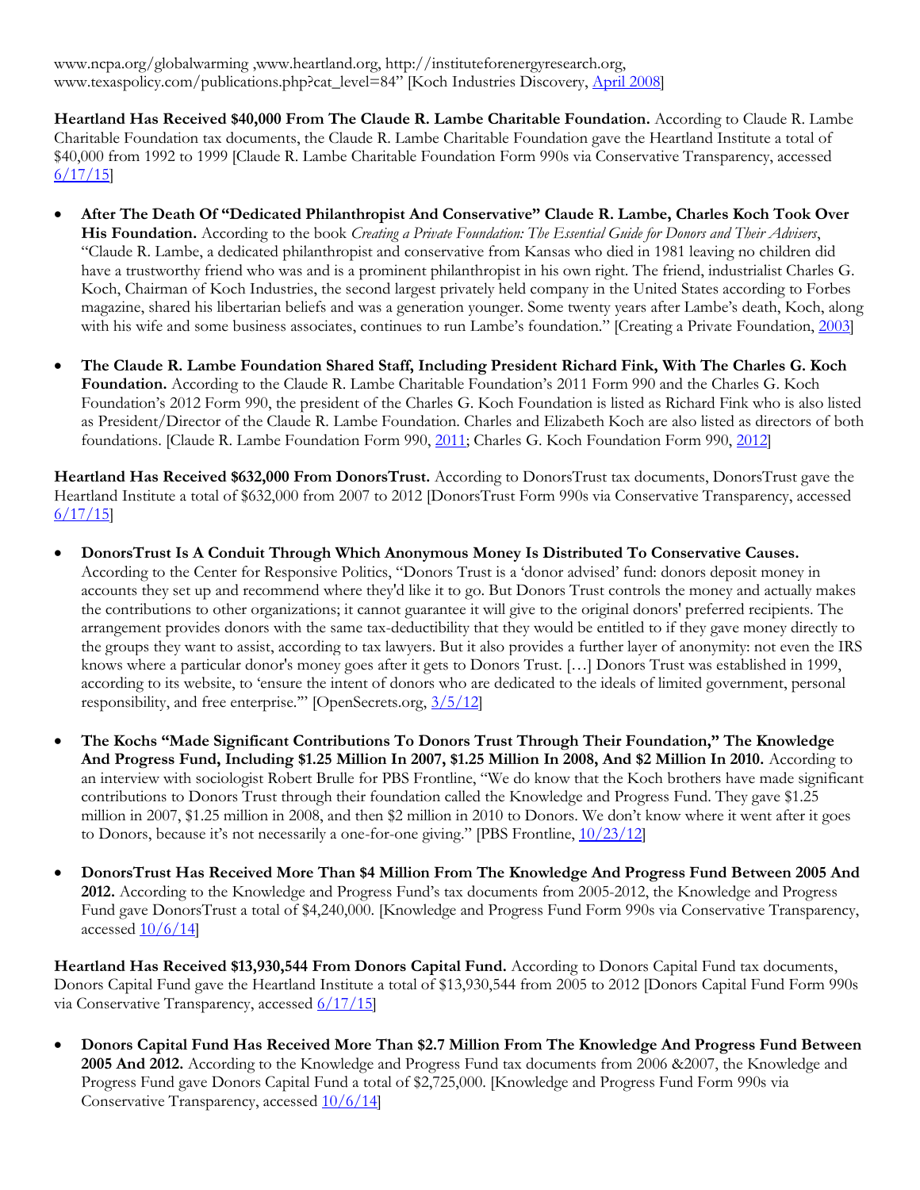www.ncpa.org/globalwarming ,www.heartland.org, http://instituteforenergyresearch.org, www.texaspolicy.com/publications.php?cat_level=84" [Koch Industries Discovery, April 2008]

**Heartland Has Received $40,000 From The Claude R. Lambe Charitable Foundation.** According to Claude R. Lambe Charitable Foundation tax documents, the Claude R. Lambe Charitable Foundation gave the Heartland Institute a total of $40,000 from 1992 to 1999 [Claude R. Lambe Charitable Foundation Form 990s via Conservative Transparency, accessed 6/17/15]

- **After The Death Of "Dedicated Philanthropist And Conservative" Claude R. Lambe, Charles Koch Took Over His Foundation.** According to the book *Creating a Private Foundation: The Essential Guide for Donors and Their Advisers*, "Claude R. Lambe, a dedicated philanthropist and conservative from Kansas who died in 1981 leaving no children did have a trustworthy friend who was and is a prominent philanthropist in his own right. The friend, industrialist Charles G. Koch, Chairman of Koch Industries, the second largest privately held company in the United States according to Forbes magazine, shared his libertarian beliefs and was a generation younger. Some twenty years after Lambe's death, Koch, along with his wife and some business associates, continues to run Lambe's foundation." [Creating a Private Foundation, 2003]

- **The Claude R. Lambe Foundation Shared Staff, Including President Richard Fink, With The Charles G. Koch Foundation.** According to the Claude R. Lambe Charitable Foundation's 2011 Form 990 and the Charles G. Koch Foundation's 2012 Form 990, the president of the Charles G. Koch Foundation is listed as Richard Fink who is also listed as President/Director of the Claude R. Lambe Foundation. Charles and Elizabeth Koch are also listed as directors of both foundations. [Claude R. Lambe Foundation Form 990, 2011; Charles G. Koch Foundation Form 990, 2012]

**Heartland Has Received $632,000 From DonorsTrust.** According to DonorsTrust tax documents, DonorsTrust gave the Heartland Institute a total of $632,000 from 2007 to 2012 [DonorsTrust Form 990s via Conservative Transparency, accessed 6/17/15]

- **DonorsTrust Is A Conduit Through Which Anonymous Money Is Distributed To Conservative Causes.** According to the Center for Responsive Politics, "Donors Trust is a 'donor advised' fund: donors deposit money in accounts they set up and recommend where they'd like it to go. But Donors Trust controls the money and actually makes the contributions to other organizations; it cannot guarantee it will give to the original donors' preferred recipients. The arrangement provides donors with the same tax-deductibility that they would be entitled to if they gave money directly to the groups they want to assist, according to tax lawyers. But it also provides a further layer of anonymity: not even the IRS knows where a particular donor's money goes after it gets to Donors Trust. […] Donors Trust was established in 1999, according to its website, to 'ensure the intent of donors who are dedicated to the ideals of limited government, personal responsibility, and free enterprise.'" [OpenSecrets.org, 3/5/12]

- **The Kochs "Made Significant Contributions To Donors Trust Through Their Foundation," The Knowledge And Progress Fund, Including $1.25 Million In 2007, $1.25 Million In 2008, And $2 Million In 2010.** According to an interview with sociologist Robert Brulle for PBS Frontline, "We do know that the Koch brothers have made significant contributions to Donors Trust through their foundation called the Knowledge and Progress Fund. They gave $1.25 million in 2007, $1.25 million in 2008, and then $2 million in 2010 to Donors. We don't know where it went after it goes to Donors, because it's not necessarily a one-for-one giving." [PBS Frontline, 10/23/12]

- **DonorsTrust Has Received More Than $4 Million From The Knowledge And Progress Fund Between 2005 And 2012.** According to the Knowledge and Progress Fund's tax documents from 2005-2012, the Knowledge and Progress Fund gave DonorsTrust a total of $4,240,000. [Knowledge and Progress Fund Form 990s via Conservative Transparency, accessed 10/6/14]

**Heartland Has Received $13,930,544 From Donors Capital Fund.** According to Donors Capital Fund tax documents, Donors Capital Fund gave the Heartland Institute a total of $13,930,544 from 2005 to 2012 [Donors Capital Fund Form 990s via Conservative Transparency, accessed 6/17/15]

- **Donors Capital Fund Has Received More Than $2.7 Million From The Knowledge And Progress Fund Between 2005 And 2012.** According to the Knowledge and Progress Fund tax documents from 2006 &2007, the Knowledge and Progress Fund gave Donors Capital Fund a total of $2,725,000. [Knowledge and Progress Fund Form 990s via Conservative Transparency, accessed 10/6/14]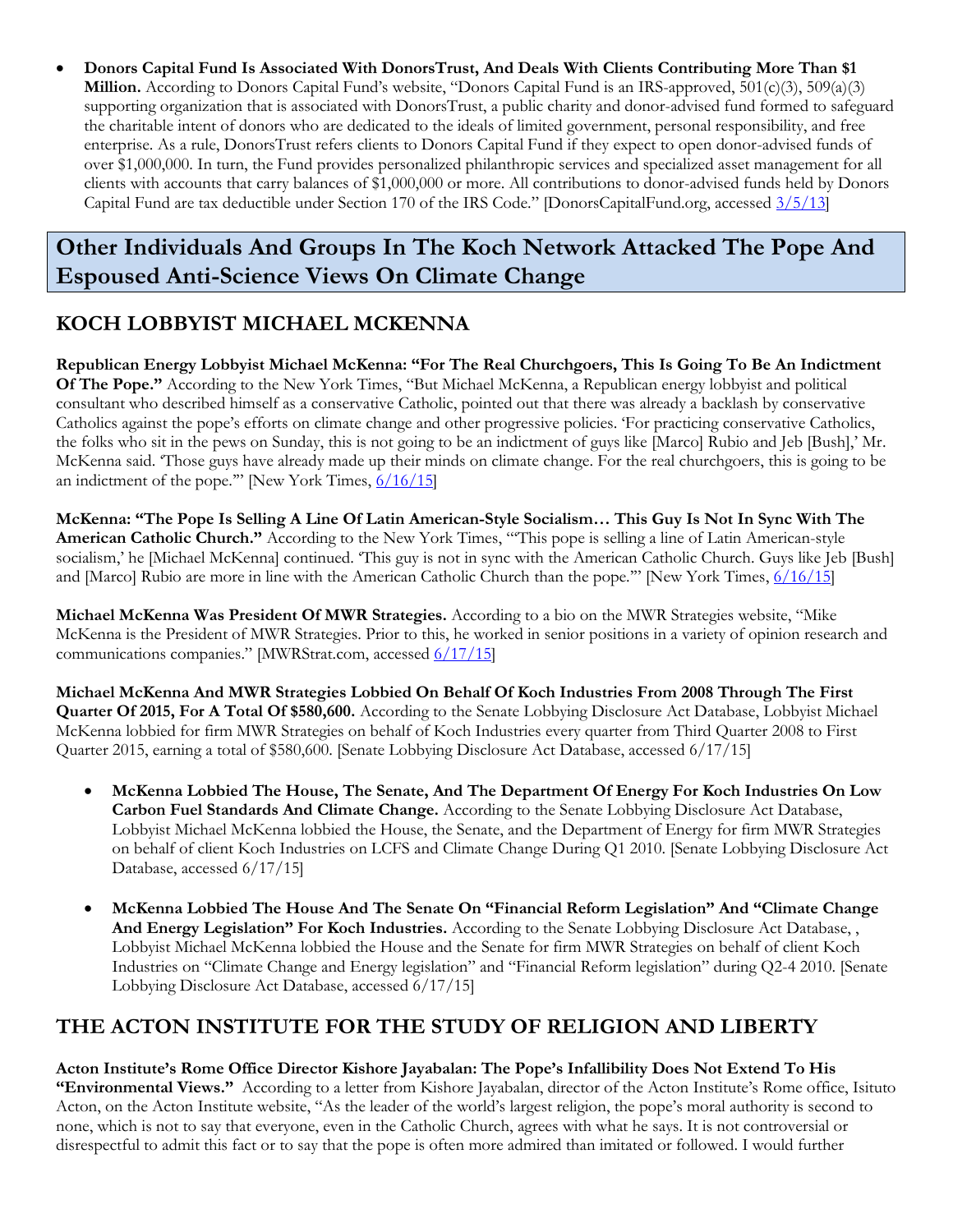- **Donors Capital Fund Is Associated With DonorsTrust, And Deals With Clients Contributing More Than $1 Million.** According to Donors Capital Fund's website, "Donors Capital Fund is an IRS-approved, 501(c)(3), 509(a)(3) supporting organization that is associated with DonorsTrust, a public charity and donor-advised fund formed to safeguard the charitable intent of donors who are dedicated to the ideals of limited government, personal responsibility, and free enterprise. As a rule, DonorsTrust refers clients to Donors Capital Fund if they expect to open donor-advised funds of over $1,000,000. In turn, the Fund provides personalized philanthropic services and specialized asset management for all clients with accounts that carry balances of $1,000,000 or more. All contributions to donor-advised funds held by Donors Capital Fund are tax deductible under Section 170 of the IRS Code." [DonorsCapitalFund.org, accessed 3/5/13]

# Other Individuals And Groups In The Koch Network Attacked The Pope And Espoused Anti-Science Views On Climate Change

## KOCH LOBBYIST MICHAEL MCKENNA

**Republican Energy Lobbyist Michael McKenna: "For The Real Churchgoers, This Is Going To Be An Indictment Of The Pope."** According to the New York Times, "But Michael McKenna, a Republican energy lobbyist and political consultant who described himself as a conservative Catholic, pointed out that there was already a backlash by conservative Catholics against the pope's efforts on climate change and other progressive policies. 'For practicing conservative Catholics, the folks who sit in the pews on Sunday, this is not going to be an indictment of guys like [Marco] Rubio and Jeb [Bush],' Mr. McKenna said. 'Those guys have already made up their minds on climate change. For the real churchgoers, this is going to be an indictment of the pope.'" [New York Times, 6/16/15]

**McKenna: "The Pope Is Selling A Line Of Latin American-Style Socialism… This Guy Is Not In Sync With The American Catholic Church."** According to the New York Times, "'This pope is selling a line of Latin American-style socialism,' he [Michael McKenna] continued. 'This guy is not in sync with the American Catholic Church. Guys like Jeb [Bush] and [Marco] Rubio are more in line with the American Catholic Church than the pope.'" [New York Times, 6/16/15]

**Michael McKenna Was President Of MWR Strategies.** According to a bio on the MWR Strategies website, "Mike McKenna is the President of MWR Strategies. Prior to this, he worked in senior positions in a variety of opinion research and communications companies." [MWRStrat.com, accessed 6/17/15]

**Michael McKenna And MWR Strategies Lobbied On Behalf Of Koch Industries From 2008 Through The First Quarter Of 2015, For A Total Of $580,600.** According to the Senate Lobbying Disclosure Act Database, Lobbyist Michael McKenna lobbied for firm MWR Strategies on behalf of Koch Industries every quarter from Third Quarter 2008 to First Quarter 2015, earning a total of $580,600. [Senate Lobbying Disclosure Act Database, accessed 6/17/15]

- **McKenna Lobbied The House, The Senate, And The Department Of Energy For Koch Industries On Low Carbon Fuel Standards And Climate Change.** According to the Senate Lobbying Disclosure Act Database, Lobbyist Michael McKenna lobbied the House, the Senate, and the Department of Energy for firm MWR Strategies on behalf of client Koch Industries on LCFS and Climate Change During Q1 2010. [Senate Lobbying Disclosure Act Database, accessed 6/17/15]

- **McKenna Lobbied The House And The Senate On "Financial Reform Legislation" And "Climate Change And Energy Legislation" For Koch Industries.** According to the Senate Lobbying Disclosure Act Database, , Lobbyist Michael McKenna lobbied the House and the Senate for firm MWR Strategies on behalf of client Koch Industries on "Climate Change and Energy legislation" and "Financial Reform legislation" during Q2-4 2010. [Senate Lobbying Disclosure Act Database, accessed 6/17/15]

## THE ACTON INSTITUTE FOR THE STUDY OF RELIGION AND LIBERTY

**Acton Institute's Rome Office Director Kishore Jayabalan: The Pope's Infallibility Does Not Extend To His "Environmental Views."** According to a letter from Kishore Jayabalan, director of the Acton Institute's Rome office, Isituto Acton, on the Acton Institute website, "As the leader of the world's largest religion, the pope's moral authority is second to none, which is not to say that everyone, even in the Catholic Church, agrees with what he says. It is not controversial or disrespectful to admit this fact or to say that the pope is often more admired than imitated or followed. I would further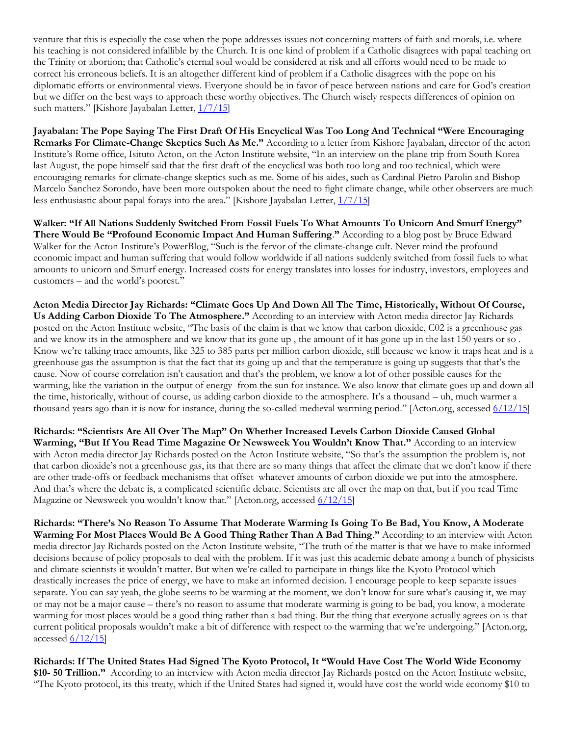venture that this is especially the case when the pope addresses issues not concerning matters of faith and morals, i.e. where his teaching is not considered infallible by the Church. It is one kind of problem if a Catholic disagrees with papal teaching on the Trinity or abortion; that Catholic's eternal soul would be considered at risk and all efforts would need to be made to correct his erroneous beliefs. It is an altogether different kind of problem if a Catholic disagrees with the pope on his diplomatic efforts or environmental views. Everyone should be in favor of peace between nations and care for God's creation but we differ on the best ways to approach these worthy objectives. The Church wisely respects differences of opinion on such matters." [Kishore Jayabalan Letter, 1/7/15]

**Jayabalan: The Pope Saying The First Draft Of His Encyclical Was Too Long And Technical "Were Encouraging Remarks For Climate-Change Skeptics Such As Me."** According to a letter from Kishore Jayabalan, director of the acton Institute's Rome office, Isituto Acton, on the Acton Institute website, "In an interview on the plane trip from South Korea last August, the pope himself said that the first draft of the encyclical was both too long and too technical, which were encouraging remarks for climate-change skeptics such as me. Some of his aides, such as Cardinal Pietro Parolin and Bishop Marcelo Sanchez Sorondo, have been more outspoken about the need to fight climate change, while other observers are much less enthusiastic about papal forays into the area." [Kishore Jayabalan Letter, 1/7/15]

**Walker: "If All Nations Suddenly Switched From Fossil Fuels To What Amounts To Unicorn And Smurf Energy" There Would Be "Profound Economic Impact And Human Suffering."** According to a blog post by Bruce Edward Walker for the Acton Institute's PowerBlog, "Such is the fervor of the climate-change cult. Never mind the profound economic impact and human suffering that would follow worldwide if all nations suddenly switched from fossil fuels to what amounts to unicorn and Smurf energy. Increased costs for energy translates into losses for industry, investors, employees and customers – and the world's poorest."

**Acton Media Director Jay Richards: "Climate Goes Up And Down All The Time, Historically, Without Of Course, Us Adding Carbon Dioxide To The Atmosphere."** According to an interview with Acton media director Jay Richards posted on the Acton Institute website, "The basis of the claim is that we know that carbon dioxide, C02 is a greenhouse gas and we know its in the atmosphere and we know that its gone up , the amount of it has gone up in the last 150 years or so . Know we're talking trace amounts, like 325 to 385 parts per million carbon dioxide, still because we know it traps heat and is a greenhouse gas the assumption is that the fact that its going up and that the temperature is going up suggests that that's the cause. Now of course correlation isn't causation and that's the problem, we know a lot of other possible causes for the warming, like the variation in the output of energy from the sun for instance. We also know that climate goes up and down all the time, historically, without of course, us adding carbon dioxide to the atmosphere. It's a thousand – uh, much warmer a thousand years ago than it is now for instance, during the so-called medieval warming period." [Acton.org, accessed 6/12/15]

**Richards: "Scientists Are All Over The Map" On Whether Increased Levels Carbon Dioxide Caused Global Warming, "But If You Read Time Magazine Or Newsweek You Wouldn't Know That."** According to an interview with Acton media director Jay Richards posted on the Acton Institute website, "So that's the assumption the problem is, not that carbon dioxide's not a greenhouse gas, its that there are so many things that affect the climate that we don't know if there are other trade-offs or feedback mechanisms that offset whatever amounts of carbon dioxide we put into the atmosphere. And that's where the debate is, a complicated scientific debate. Scientists are all over the map on that, but if you read Time Magazine or Newsweek you wouldn't know that." [Acton.org, accessed 6/12/15]

**Richards: "There's No Reason To Assume That Moderate Warming Is Going To Be Bad, You Know, A Moderate Warming For Most Places Would Be A Good Thing Rather Than A Bad Thing."** According to an interview with Acton media director Jay Richards posted on the Acton Institute website, "The truth of the matter is that we have to make informed decisions because of policy proposals to deal with the problem. If it was just this academic debate among a bunch of physicists and climate scientists it wouldn't matter. But when we're called to participate in things like the Kyoto Protocol which drastically increases the price of energy, we have to make an informed decision. I encourage people to keep separate issues separate. You can say yeah, the globe seems to be warming at the moment, we don't know for sure what's causing it, we may or may not be a major cause – there's no reason to assume that moderate warming is going to be bad, you know, a moderate warming for most places would be a good thing rather than a bad thing. But the thing that everyone actually agrees on is that current political proposals wouldn't make a bit of difference with respect to the warming that we're undergoing." [Acton.org, accessed 6/12/15]

**Richards: If The United States Had Signed The Kyoto Protocol, It "Would Have Cost The World Wide Economy $10- 50 Trillion."** According to an interview with Acton media director Jay Richards posted on the Acton Institute website, "The Kyoto protocol, its this treaty, which if the United States had signed it, would have cost the world wide economy $10 to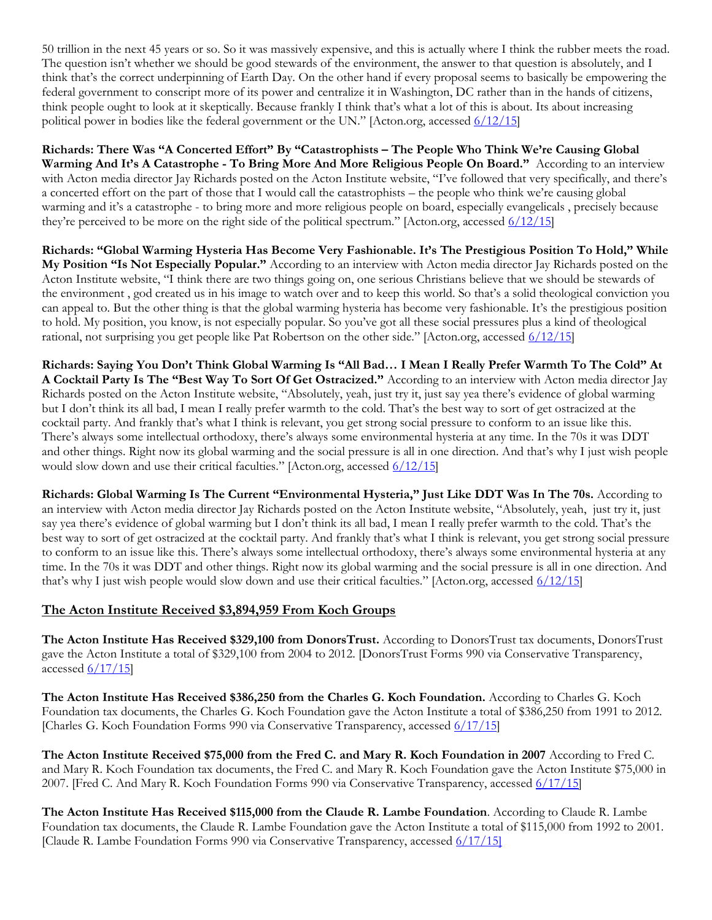50 trillion in the next 45 years or so. So it was massively expensive, and this is actually where I think the rubber meets the road. The question isn't whether we should be good stewards of the environment, the answer to that question is absolutely, and I think that's the correct underpinning of Earth Day. On the other hand if every proposal seems to basically be empowering the federal government to conscript more of its power and centralize it in Washington, DC rather than in the hands of citizens, think people ought to look at it skeptically. Because frankly I think that's what a lot of this is about. Its about increasing political power in bodies like the federal government or the UN." [Acton.org, accessed 6/12/15]

**Richards: There Was "A Concerted Effort" By "Catastrophists – The People Who Think We're Causing Global Warming And It's A Catastrophe - To Bring More And More Religious People On Board."** According to an interview with Acton media director Jay Richards posted on the Acton Institute website, "I've followed that very specifically, and there's a concerted effort on the part of those that I would call the catastrophists – the people who think we're causing global warming and it's a catastrophe - to bring more and more religious people on board, especially evangelicals , precisely because they're perceived to be more on the right side of the political spectrum." [Acton.org, accessed 6/12/15]

**Richards: "Global Warming Hysteria Has Become Very Fashionable. It's The Prestigious Position To Hold," While My Position "Is Not Especially Popular."** According to an interview with Acton media director Jay Richards posted on the Acton Institute website, "I think there are two things going on, one serious Christians believe that we should be stewards of the environment , god created us in his image to watch over and to keep this world. So that's a solid theological conviction you can appeal to. But the other thing is that the global warming hysteria has become very fashionable. It's the prestigious position to hold. My position, you know, is not especially popular. So you've got all these social pressures plus a kind of theological rational, not surprising you get people like Pat Robertson on the other side." [Acton.org, accessed 6/12/15]

**Richards: Saying You Don't Think Global Warming Is "All Bad… I Mean I Really Prefer Warmth To The Cold" At A Cocktail Party Is The "Best Way To Sort Of Get Ostracized."** According to an interview with Acton media director Jay Richards posted on the Acton Institute website, "Absolutely, yeah, just try it, just say yea there's evidence of global warming but I don't think its all bad, I mean I really prefer warmth to the cold. That's the best way to sort of get ostracized at the cocktail party. And frankly that's what I think is relevant, you get strong social pressure to conform to an issue like this. There's always some intellectual orthodoxy, there's always some environmental hysteria at any time. In the 70s it was DDT and other things. Right now its global warming and the social pressure is all in one direction. And that's why I just wish people would slow down and use their critical faculties." [Acton.org, accessed 6/12/15]

**Richards: Global Warming Is The Current "Environmental Hysteria," Just Like DDT Was In The 70s.** According to an interview with Acton media director Jay Richards posted on the Acton Institute website, "Absolutely, yeah, just try it, just say yea there's evidence of global warming but I don't think its all bad, I mean I really prefer warmth to the cold. That's the best way to sort of get ostracized at the cocktail party. And frankly that's what I think is relevant, you get strong social pressure to conform to an issue like this. There's always some intellectual orthodoxy, there's always some environmental hysteria at any time. In the 70s it was DDT and other things. Right now its global warming and the social pressure is all in one direction. And that's why I just wish people would slow down and use their critical faculties." [Acton.org, accessed 6/12/15]

## The Acton Institute Received $3,894,959 From Koch Groups

**The Acton Institute Has Received $329,100 from DonorsTrust.** According to DonorsTrust tax documents, DonorsTrust gave the Acton Institute a total of $329,100 from 2004 to 2012. [DonorsTrust Forms 990 via Conservative Transparency, accessed 6/17/15]

**The Acton Institute Has Received $386,250 from the Charles G. Koch Foundation.** According to Charles G. Koch Foundation tax documents, the Charles G. Koch Foundation gave the Acton Institute a total of $386,250 from 1991 to 2012. [Charles G. Koch Foundation Forms 990 via Conservative Transparency, accessed 6/17/15]

**The Acton Institute Received $75,000 from the Fred C. and Mary R. Koch Foundation in 2007** According to Fred C. and Mary R. Koch Foundation tax documents, the Fred C. and Mary R. Koch Foundation gave the Acton Institute $75,000 in 2007. [Fred C. And Mary R. Koch Foundation Forms 990 via Conservative Transparency, accessed 6/17/15]

**The Acton Institute Has Received $115,000 from the Claude R. Lambe Foundation**. According to Claude R. Lambe Foundation tax documents, the Claude R. Lambe Foundation gave the Acton Institute a total of $115,000 from 1992 to 2001. [Claude R. Lambe Foundation Forms 990 via Conservative Transparency, accessed 6/17/15]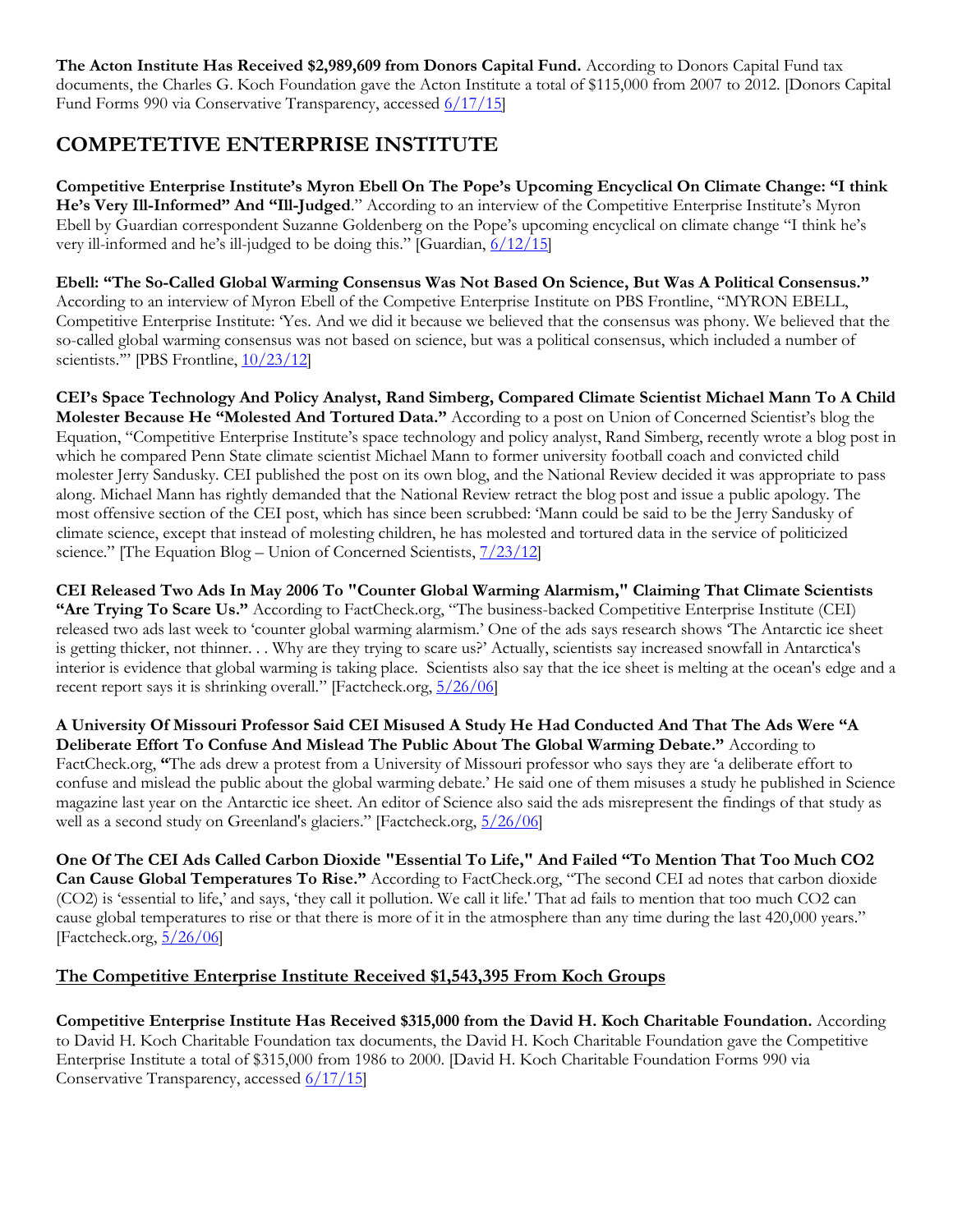**The Acton Institute Has Received $2,989,609 from Donors Capital Fund.** According to Donors Capital Fund tax documents, the Charles G. Koch Foundation gave the Acton Institute a total of $115,000 from 2007 to 2012. [Donors Capital Fund Forms 990 via Conservative Transparency, accessed 6/17/15]

## COMPETETIVE ENTERPRISE INSTITUTE

**Competitive Enterprise Institute's Myron Ebell On The Pope's Upcoming Encyclical On Climate Change: "I think He's Very Ill-Informed" And "Ill-Judged**." According to an interview of the Competitive Enterprise Institute's Myron Ebell by Guardian correspondent Suzanne Goldenberg on the Pope's upcoming encyclical on climate change "I think he's very ill-informed and he's ill-judged to be doing this." [Guardian, 6/12/15]

**Ebell: "The So-Called Global Warming Consensus Was Not Based On Science, But Was A Political Consensus."** According to an interview of Myron Ebell of the Compeitive Enterprise Institute on PBS Frontline, "MYRON EBELL, Competitive Enterprise Institute: 'Yes. And we did it because we believed that the consensus was phony. We believed that the so-called global warming consensus was not based on science, but was a political consensus, which included a number of scientists.'" [PBS Frontline, 10/23/12]

**CEI's Space Technology And Policy Analyst, Rand Simberg, Compared Climate Scientist Michael Mann To A Child Molester Because He "Molested And Tortured Data."** According to a post on Union of Concerned Scientist's blog the Equation, "Competitive Enterprise Institute's space technology and policy analyst, Rand Simberg, recently wrote a blog post in which he compared Penn State climate scientist Michael Mann to former university football coach and convicted child molester Jerry Sandusky. CEI published the post on its own blog, and the National Review decided it was appropriate to pass along. Michael Mann has rightly demanded that the National Review retract the blog post and issue a public apology. The most offensive section of the CEI post, which has since been scrubbed: 'Mann could be said to be the Jerry Sandusky of climate science, except that instead of molesting children, he has molested and tortured data in the service of politicized science." [The Equation Blog – Union of Concerned Scientists, 7/23/12]

**CEI Released Two Ads In May 2006 To "Counter Global Warming Alarmism," Claiming That Climate Scientists "Are Trying To Scare Us."** According to FactCheck.org, "The business-backed Competitive Enterprise Institute (CEI) released two ads last week to 'counter global warming alarmism.' One of the ads says research shows 'The Antarctic ice sheet is getting thicker, not thinner. . . Why are they trying to scare us?' Actually, scientists say increased snowfall in Antarctica's interior is evidence that global warming is taking place. Scientists also say that the ice sheet is melting at the ocean's edge and a recent report says it is shrinking overall." [Factcheck.org, 5/26/06]

**A University Of Missouri Professor Said CEI Misused A Study He Had Conducted And That The Ads Were "A Deliberate Effort To Confuse And Mislead The Public About The Global Warming Debate."** According to FactCheck.org, **"**The ads drew a protest from a University of Missouri professor who says they are 'a deliberate effort to confuse and mislead the public about the global warming debate.' He said one of them misuses a study he published in Science magazine last year on the Antarctic ice sheet. An editor of Science also said the ads misrepresent the findings of that study as well as a second study on Greenland's glaciers." [Factcheck.org, 5/26/06]

**One Of The CEI Ads Called Carbon Dioxide "Essential To Life," And Failed "To Mention That Too Much CO2 Can Cause Global Temperatures To Rise."** According to FactCheck.org, "The second CEI ad notes that carbon dioxide (CO2) is 'essential to life,' and says, 'they call it pollution. We call it life.' That ad fails to mention that too much CO2 can cause global temperatures to rise or that there is more of it in the atmosphere than any time during the last 420,000 years." [Factcheck.org, 5/26/06]

### The Competitive Enterprise Institute Received $1,543,395 From Koch Groups

**Competitive Enterprise Institute Has Received $315,000 from the David H. Koch Charitable Foundation.** According to David H. Koch Charitable Foundation tax documents, the David H. Koch Charitable Foundation gave the Competitive Enterprise Institute a total of $315,000 from 1986 to 2000. [David H. Koch Charitable Foundation Forms 990 via Conservative Transparency, accessed 6/17/15]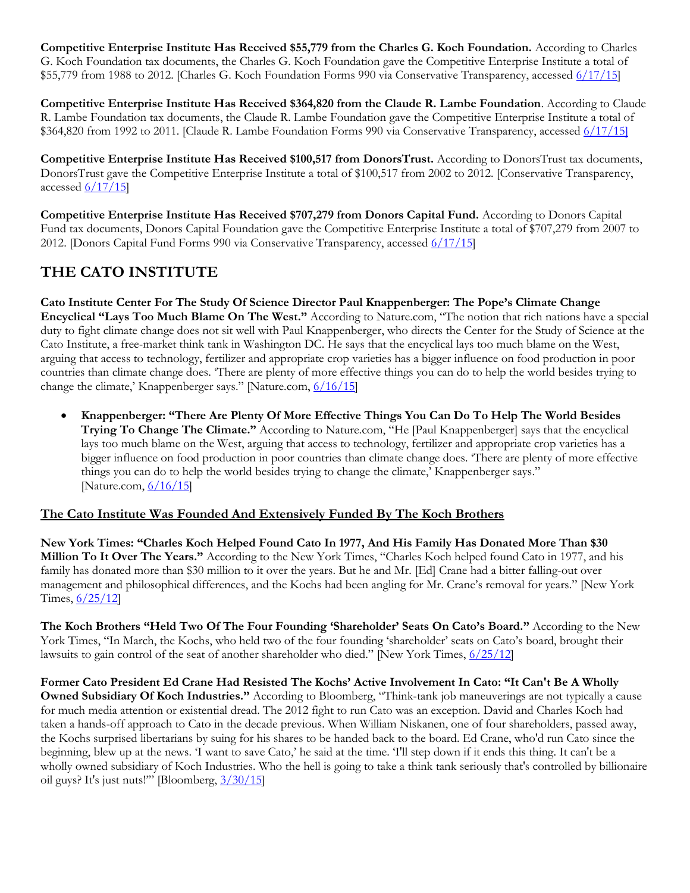**Competitive Enterprise Institute Has Received $55,779 from the Charles G. Koch Foundation.** According to Charles G. Koch Foundation tax documents, the Charles G. Koch Foundation gave the Competitive Enterprise Institute a total of $55,779 from 1988 to 2012. [Charles G. Koch Foundation Forms 990 via Conservative Transparency, accessed 6/17/15]

**Competitive Enterprise Institute Has Received $364,820 from the Claude R. Lambe Foundation**. According to Claude R. Lambe Foundation tax documents, the Claude R. Lambe Foundation gave the Competitive Enterprise Institute a total of $364,820 from 1992 to 2011. [Claude R. Lambe Foundation Forms 990 via Conservative Transparency, accessed 6/17/15]

**Competitive Enterprise Institute Has Received $100,517 from DonorsTrust.** According to DonorsTrust tax documents, DonorsTrust gave the Competitive Enterprise Institute a total of $100,517 from 2002 to 2012. [Conservative Transparency, accessed 6/17/15]

**Competitive Enterprise Institute Has Received $707,279 from Donors Capital Fund.** According to Donors Capital Fund tax documents, Donors Capital Foundation gave the Competitive Enterprise Institute a total of $707,279 from 2007 to 2012. [Donors Capital Fund Forms 990 via Conservative Transparency, accessed 6/17/15]

## THE CATO INSTITUTE

**Cato Institute Center For The Study Of Science Director Paul Knappenberger: The Pope's Climate Change Encyclical "Lays Too Much Blame On The West."** According to Nature.com, "The notion that rich nations have a special duty to fight climate change does not sit well with Paul Knappenberger, who directs the Center for the Study of Science at the Cato Institute, a free-market think tank in Washington DC. He says that the encyclical lays too much blame on the West, arguing that access to technology, fertilizer and appropriate crop varieties has a bigger influence on food production in poor countries than climate change does. 'There are plenty of more effective things you can do to help the world besides trying to change the climate,' Knappenberger says." [Nature.com, 6/16/15]

- **Knappenberger: "There Are Plenty Of More Effective Things You Can Do To Help The World Besides Trying To Change The Climate."** According to Nature.com, "He [Paul Knappenberger] says that the encyclical lays too much blame on the West, arguing that access to technology, fertilizer and appropriate crop varieties has a bigger influence on food production in poor countries than climate change does. 'There are plenty of more effective things you can do to help the world besides trying to change the climate,' Knappenberger says." [Nature.com, 6/16/15]

### The Cato Institute Was Founded And Extensively Funded By The Koch Brothers

**New York Times: "Charles Koch Helped Found Cato In 1977, And His Family Has Donated More Than $30 Million To It Over The Years."** According to the New York Times, "Charles Koch helped found Cato in 1977, and his family has donated more than $30 million to it over the years. But he and Mr. [Ed] Crane had a bitter falling-out over management and philosophical differences, and the Kochs had been angling for Mr. Crane's removal for years." [New York Times, 6/25/12]

**The Koch Brothers "Held Two Of The Four Founding 'Shareholder' Seats On Cato's Board."** According to the New York Times, "In March, the Kochs, who held two of the four founding 'shareholder' seats on Cato's board, brought their lawsuits to gain control of the seat of another shareholder who died." [New York Times, 6/25/12]

**Former Cato President Ed Crane Had Resisted The Kochs' Active Involvement In Cato: "It Can't Be A Wholly Owned Subsidiary Of Koch Industries."** According to Bloomberg, "Think-tank job maneuverings are not typically a cause for much media attention or existential dread. The 2012 fight to run Cato was an exception. David and Charles Koch had taken a hands-off approach to Cato in the decade previous. When William Niskanen, one of four shareholders, passed away, the Kochs surprised libertarians by suing for his shares to be handed back to the board. Ed Crane, who'd run Cato since the beginning, blew up at the news. 'I want to save Cato,' he said at the time. 'I'll step down if it ends this thing. It can't be a wholly owned subsidiary of Koch Industries. Who the hell is going to take a think tank seriously that's controlled by billionaire oil guys? It's just nuts!'" [Bloomberg, 3/30/15]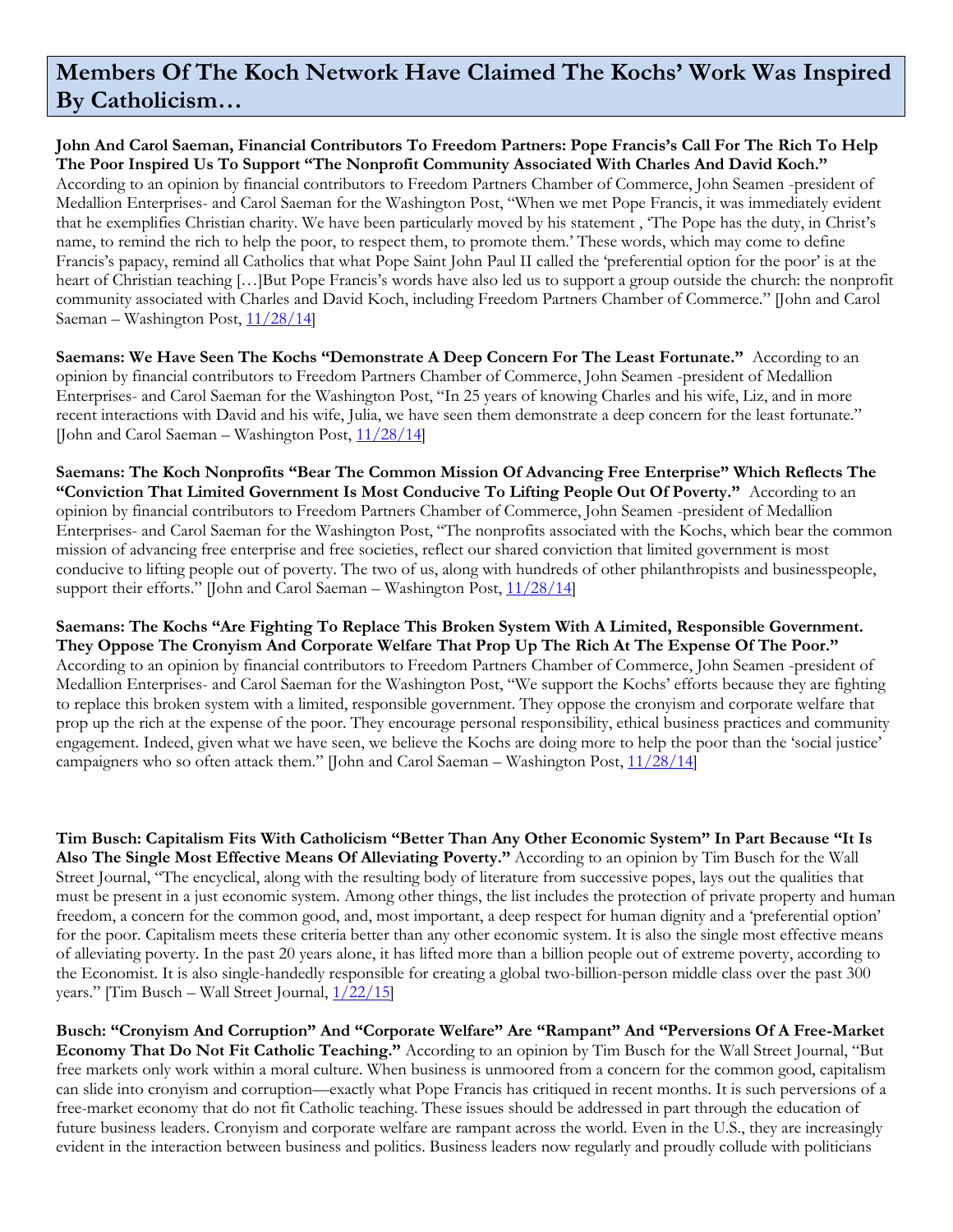## Members Of The Koch Network Have Claimed The Kochs' Work Was Inspired By Catholicism…

**John And Carol Saeman, Financial Contributors To Freedom Partners: Pope Francis's Call For The Rich To Help The Poor Inspired Us To Support "The Nonprofit Community Associated With Charles And David Koch."** According to an opinion by financial contributors to Freedom Partners Chamber of Commerce, John Seamen -president of Medallion Enterprises- and Carol Saeman for the Washington Post, "When we met Pope Francis, it was immediately evident that he exemplifies Christian charity. We have been particularly moved by his statement , 'The Pope has the duty, in Christ's name, to remind the rich to help the poor, to respect them, to promote them.' These words, which may come to define Francis's papacy, remind all Catholics that what Pope Saint John Paul II called the 'preferential option for the poor' is at the heart of Christian teaching […]But Pope Francis's words have also led us to support a group outside the church: the nonprofit community associated with Charles and David Koch, including Freedom Partners Chamber of Commerce." [John and Carol Saeman – Washington Post, 11/28/14]

**Saemans: We Have Seen The Kochs "Demonstrate A Deep Concern For The Least Fortunate."** According to an opinion by financial contributors to Freedom Partners Chamber of Commerce, John Seamen -president of Medallion Enterprises- and Carol Saeman for the Washington Post, "In 25 years of knowing Charles and his wife, Liz, and in more recent interactions with David and his wife, Julia, we have seen them demonstrate a deep concern for the least fortunate." [John and Carol Saeman – Washington Post, 11/28/14]

**Saemans: The Koch Nonprofits "Bear The Common Mission Of Advancing Free Enterprise" Which Reflects The "Conviction That Limited Government Is Most Conducive To Lifting People Out Of Poverty."** According to an opinion by financial contributors to Freedom Partners Chamber of Commerce, John Seamen -president of Medallion Enterprises- and Carol Saeman for the Washington Post, "The nonprofits associated with the Kochs, which bear the common mission of advancing free enterprise and free societies, reflect our shared conviction that limited government is most conducive to lifting people out of poverty. The two of us, along with hundreds of other philanthropists and businesspeople, support their efforts." [John and Carol Saeman – Washington Post, 11/28/14]

**Saemans: The Kochs "Are Fighting To Replace This Broken System With A Limited, Responsible Government. They Oppose The Cronyism And Corporate Welfare That Prop Up The Rich At The Expense Of The Poor."** According to an opinion by financial contributors to Freedom Partners Chamber of Commerce, John Seamen -president of Medallion Enterprises- and Carol Saeman for the Washington Post, "We support the Kochs' efforts because they are fighting to replace this broken system with a limited, responsible government. They oppose the cronyism and corporate welfare that prop up the rich at the expense of the poor. They encourage personal responsibility, ethical business practices and community engagement. Indeed, given what we have seen, we believe the Kochs are doing more to help the poor than the 'social justice' campaigners who so often attack them." [John and Carol Saeman – Washington Post, 11/28/14]

**Tim Busch: Capitalism Fits With Catholicism "Better Than Any Other Economic System" In Part Because "It Is Also The Single Most Effective Means Of Alleviating Poverty."** According to an opinion by Tim Busch for the Wall Street Journal, "The encyclical, along with the resulting body of literature from successive popes, lays out the qualities that must be present in a just economic system. Among other things, the list includes the protection of private property and human freedom, a concern for the common good, and, most important, a deep respect for human dignity and a 'preferential option' for the poor. Capitalism meets these criteria better than any other economic system. It is also the single most effective means of alleviating poverty. In the past 20 years alone, it has lifted more than a billion people out of extreme poverty, according to the Economist. It is also single-handedly responsible for creating a global two-billion-person middle class over the past 300 years." [Tim Busch – Wall Street Journal, 1/22/15]

**Busch: "Cronyism And Corruption" And "Corporate Welfare" Are "Rampant" And "Perversions Of A Free-Market Economy That Do Not Fit Catholic Teaching."** According to an opinion by Tim Busch for the Wall Street Journal, "But free markets only work within a moral culture. When business is unmoored from a concern for the common good, capitalism can slide into cronyism and corruption—exactly what Pope Francis has critiqued in recent months. It is such perversions of a free-market economy that do not fit Catholic teaching. These issues should be addressed in part through the education of future business leaders. Cronyism and corporate welfare are rampant across the world. Even in the U.S., they are increasingly evident in the interaction between business and politics. Business leaders now regularly and proudly collude with politicians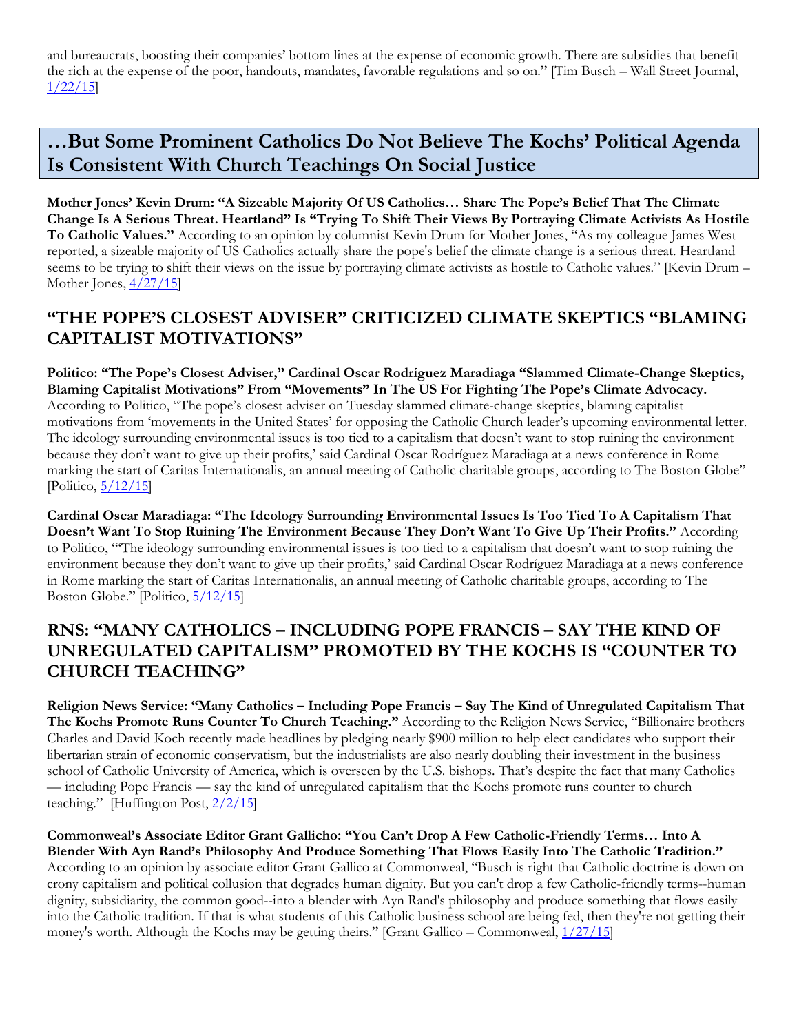and bureaucrats, boosting their companies' bottom lines at the expense of economic growth. There are subsidies that benefit the rich at the expense of the poor, handouts, mandates, favorable regulations and so on." [Tim Busch – Wall Street Journal, 1/22/15]

## …But Some Prominent Catholics Do Not Believe The Kochs' Political Agenda Is Consistent With Church Teachings On Social Justice

**Mother Jones' Kevin Drum: "A Sizeable Majority Of US Catholics… Share The Pope's Belief That The Climate Change Is A Serious Threat. Heartland" Is "Trying To Shift Their Views By Portraying Climate Activists As Hostile To Catholic Values."** According to an opinion by columnist Kevin Drum for Mother Jones, "As my colleague James West reported, a sizeable majority of US Catholics actually share the pope's belief the climate change is a serious threat. Heartland seems to be trying to shift their views on the issue by portraying climate activists as hostile to Catholic values." [Kevin Drum – Mother Jones, 4/27/15]

### "THE POPE'S CLOSEST ADVISER" CRITICIZED CLIMATE SKEPTICS "BLAMING CAPITALIST MOTIVATIONS"

**Politico: "The Pope's Closest Adviser," Cardinal Oscar Rodríguez Maradiaga "Slammed Climate-Change Skeptics, Blaming Capitalist Motivations" From "Movements" In The US For Fighting The Pope's Climate Advocacy.** According to Politico, "The pope's closest adviser on Tuesday slammed climate-change skeptics, blaming capitalist motivations from 'movements in the United States' for opposing the Catholic Church leader's upcoming environmental letter. The ideology surrounding environmental issues is too tied to a capitalism that doesn't want to stop ruining the environment because they don't want to give up their profits,' said Cardinal Oscar Rodríguez Maradiaga at a news conference in Rome marking the start of Caritas Internationalis, an annual meeting of Catholic charitable groups, according to The Boston Globe" [Politico, 5/12/15]

**Cardinal Oscar Maradiaga: "The Ideology Surrounding Environmental Issues Is Too Tied To A Capitalism That Doesn't Want To Stop Ruining The Environment Because They Don't Want To Give Up Their Profits."** According to Politico, "'The ideology surrounding environmental issues is too tied to a capitalism that doesn't want to stop ruining the environment because they don't want to give up their profits,' said Cardinal Oscar Rodríguez Maradiaga at a news conference in Rome marking the start of Caritas Internationalis, an annual meeting of Catholic charitable groups, according to The Boston Globe." [Politico, 5/12/15]

### RNS: "MANY CATHOLICS – INCLUDING POPE FRANCIS – SAY THE KIND OF UNREGULATED CAPITALISM" PROMOTED BY THE KOCHS IS "COUNTER TO CHURCH TEACHING"

**Religion News Service: "Many Catholics – Including Pope Francis – Say The Kind of Unregulated Capitalism That The Kochs Promote Runs Counter To Church Teaching."** According to the Religion News Service, "Billionaire brothers Charles and David Koch recently made headlines by pledging nearly $900 million to help elect candidates who support their libertarian strain of economic conservatism, but the industrialists are also nearly doubling their investment in the business school of Catholic University of America, which is overseen by the U.S. bishops. That's despite the fact that many Catholics — including Pope Francis — say the kind of unregulated capitalism that the Kochs promote runs counter to church teaching." [Huffington Post, 2/2/15]

**Commonweal's Associate Editor Grant Gallicho: "You Can't Drop A Few Catholic-Friendly Terms… Into A Blender With Ayn Rand's Philosophy And Produce Something That Flows Easily Into The Catholic Tradition."** According to an opinion by associate editor Grant Gallico at Commonweal, "Busch is right that Catholic doctrine is down on crony capitalism and political collusion that degrades human dignity. But you can't drop a few Catholic-friendly terms--human dignity, subsidiarity, the common good--into a blender with Ayn Rand's philosophy and produce something that flows easily into the Catholic tradition. If that is what students of this Catholic business school are being fed, then they're not getting their money's worth. Although the Kochs may be getting theirs." [Grant Gallico – Commonweal, 1/27/15]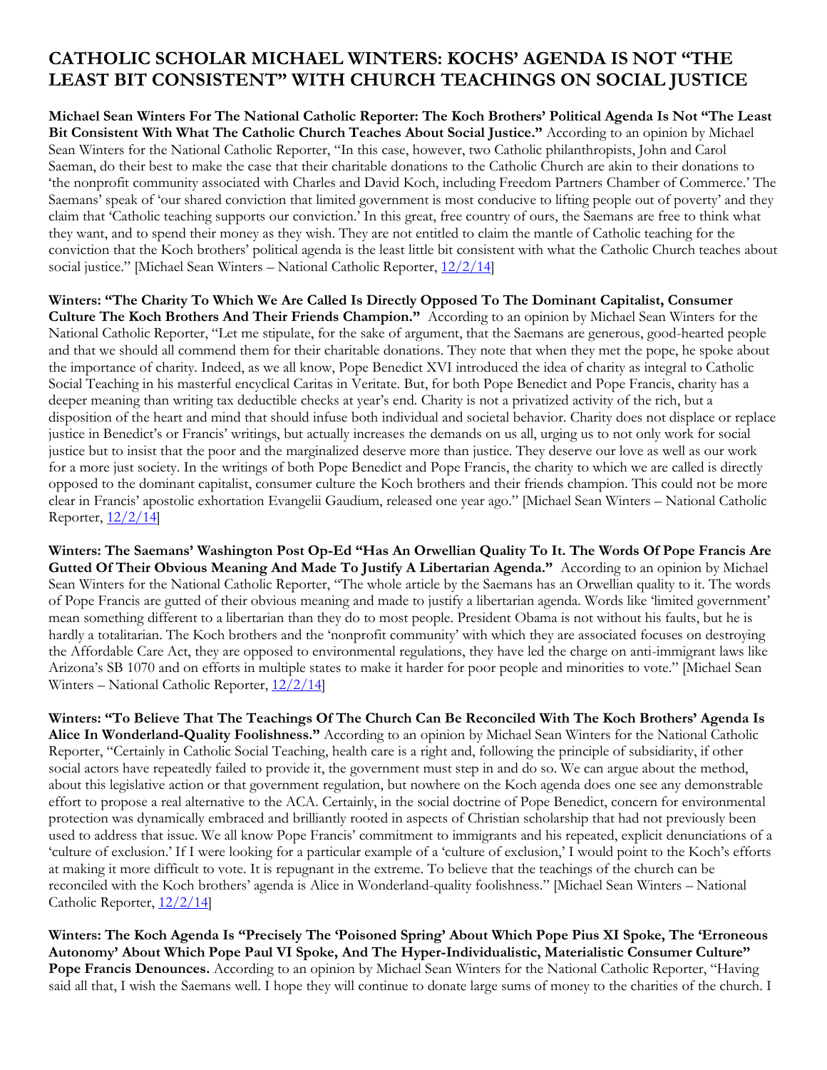## CATHOLIC SCHOLAR MICHAEL WINTERS: KOCHS' AGENDA IS NOT "THE LEAST BIT CONSISTENT" WITH CHURCH TEACHINGS ON SOCIAL JUSTICE

**Michael Sean Winters For The National Catholic Reporter: The Koch Brothers' Political Agenda Is Not "The Least Bit Consistent With What The Catholic Church Teaches About Social Justice."** According to an opinion by Michael Sean Winters for the National Catholic Reporter, "In this case, however, two Catholic philanthropists, John and Carol Saeman, do their best to make the case that their charitable donations to the Catholic Church are akin to their donations to 'the nonprofit community associated with Charles and David Koch, including Freedom Partners Chamber of Commerce.' The Saemans' speak of 'our shared conviction that limited government is most conducive to lifting people out of poverty' and they claim that 'Catholic teaching supports our conviction.' In this great, free country of ours, the Saemans are free to think what they want, and to spend their money as they wish. They are not entitled to claim the mantle of Catholic teaching for the conviction that the Koch brothers' political agenda is the least little bit consistent with what the Catholic Church teaches about social justice." [Michael Sean Winters – National Catholic Reporter, 12/2/14]

**Winters: "The Charity To Which We Are Called Is Directly Opposed To The Dominant Capitalist, Consumer Culture The Koch Brothers And Their Friends Champion."** According to an opinion by Michael Sean Winters for the National Catholic Reporter, "Let me stipulate, for the sake of argument, that the Saemans are generous, good-hearted people and that we should all commend them for their charitable donations. They note that when they met the pope, he spoke about the importance of charity. Indeed, as we all know, Pope Benedict XVI introduced the idea of charity as integral to Catholic Social Teaching in his masterful encyclical Caritas in Veritate. But, for both Pope Benedict and Pope Francis, charity has a deeper meaning than writing tax deductible checks at year's end. Charity is not a privatized activity of the rich, but a disposition of the heart and mind that should infuse both individual and societal behavior. Charity does not displace or replace justice in Benedict's or Francis' writings, but actually increases the demands on us all, urging us to not only work for social justice but to insist that the poor and the marginalized deserve more than justice. They deserve our love as well as our work for a more just society. In the writings of both Pope Benedict and Pope Francis, the charity to which we are called is directly opposed to the dominant capitalist, consumer culture the Koch brothers and their friends champion. This could not be more clear in Francis' apostolic exhortation Evangelii Gaudium, released one year ago." [Michael Sean Winters – National Catholic Reporter, 12/2/14]

**Winters: The Saemans' Washington Post Op-Ed "Has An Orwellian Quality To It. The Words Of Pope Francis Are Gutted Of Their Obvious Meaning And Made To Justify A Libertarian Agenda."** According to an opinion by Michael Sean Winters for the National Catholic Reporter, "The whole article by the Saemans has an Orwellian quality to it. The words of Pope Francis are gutted of their obvious meaning and made to justify a libertarian agenda. Words like 'limited government' mean something different to a libertarian than they do to most people. President Obama is not without his faults, but he is hardly a totalitarian. The Koch brothers and the 'nonprofit community' with which they are associated focuses on destroying the Affordable Care Act, they are opposed to environmental regulations, they have led the charge on anti-immigrant laws like Arizona's SB 1070 and on efforts in multiple states to make it harder for poor people and minorities to vote." [Michael Sean Winters – National Catholic Reporter, 12/2/14]

**Winters: "To Believe That The Teachings Of The Church Can Be Reconciled With The Koch Brothers' Agenda Is Alice In Wonderland-Quality Foolishness."** According to an opinion by Michael Sean Winters for the National Catholic Reporter, "Certainly in Catholic Social Teaching, health care is a right and, following the principle of subsidiarity, if other social actors have repeatedly failed to provide it, the government must step in and do so. We can argue about the method, about this legislative action or that government regulation, but nowhere on the Koch agenda does one see any demonstrable effort to propose a real alternative to the ACA. Certainly, in the social doctrine of Pope Benedict, concern for environmental protection was dynamically embraced and brilliantly rooted in aspects of Christian scholarship that had not previously been used to address that issue. We all know Pope Francis' commitment to immigrants and his repeated, explicit denunciations of a 'culture of exclusion.' If I were looking for a particular example of a 'culture of exclusion,' I would point to the Koch's efforts at making it more difficult to vote. It is repugnant in the extreme. To believe that the teachings of the church can be reconciled with the Koch brothers' agenda is Alice in Wonderland-quality foolishness." [Michael Sean Winters – National Catholic Reporter, 12/2/14]

**Winters: The Koch Agenda Is "Precisely The 'Poisoned Spring' About Which Pope Pius XI Spoke, The 'Erroneous Autonomy' About Which Pope Paul VI Spoke, And The Hyper-Individualistic, Materialistic Consumer Culture" Pope Francis Denounces.** According to an opinion by Michael Sean Winters for the National Catholic Reporter, "Having said all that, I wish the Saemans well. I hope they will continue to donate large sums of money to the charities of the church. I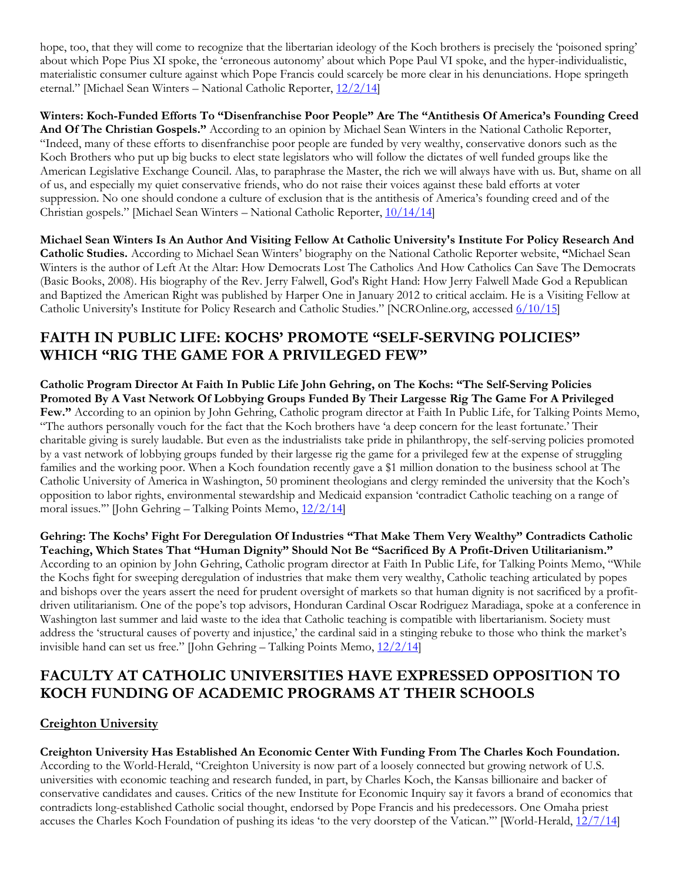hope, too, that they will come to recognize that the libertarian ideology of the Koch brothers is precisely the 'poisoned spring' about which Pope Pius XI spoke, the 'erroneous autonomy' about which Pope Paul VI spoke, and the hyper-individualistic, materialistic consumer culture against which Pope Francis could scarcely be more clear in his denunciations. Hope springeth eternal." [Michael Sean Winters – National Catholic Reporter, 12/2/14]

**Winters: Koch-Funded Efforts To "Disenfranchise Poor People" Are The "Antithesis Of America's Founding Creed And Of The Christian Gospels."** According to an opinion by Michael Sean Winters in the National Catholic Reporter, "Indeed, many of these efforts to disenfranchise poor people are funded by very wealthy, conservative donors such as the Koch Brothers who put up big bucks to elect state legislators who will follow the dictates of well funded groups like the American Legislative Exchange Council. Alas, to paraphrase the Master, the rich we will always have with us. But, shame on all of us, and especially my quiet conservative friends, who do not raise their voices against these bald efforts at voter suppression. No one should condone a culture of exclusion that is the antithesis of America's founding creed and of the Christian gospels." [Michael Sean Winters – National Catholic Reporter, 10/14/14]

**Michael Sean Winters Is An Author And Visiting Fellow At Catholic University's Institute For Policy Research And Catholic Studies.** According to Michael Sean Winters' biography on the National Catholic Reporter website, **"**Michael Sean Winters is the author of Left At the Altar: How Democrats Lost The Catholics And How Catholics Can Save The Democrats (Basic Books, 2008). His biography of the Rev. Jerry Falwell, God's Right Hand: How Jerry Falwell Made God a Republican and Baptized the American Right was published by Harper One in January 2012 to critical acclaim. He is a Visiting Fellow at Catholic University's Institute for Policy Research and Catholic Studies." [NCROnline.org, accessed 6/10/15]

## FAITH IN PUBLIC LIFE: KOCHS' PROMOTE "SELF-SERVING POLICIES" WHICH "RIG THE GAME FOR A PRIVILEGED FEW"

**Catholic Program Director At Faith In Public Life John Gehring, on The Kochs: "The Self-Serving Policies Promoted By A Vast Network Of Lobbying Groups Funded By Their Largesse Rig The Game For A Privileged Few."** According to an opinion by John Gehring, Catholic program director at Faith In Public Life, for Talking Points Memo, "The authors personally vouch for the fact that the Koch brothers have 'a deep concern for the least fortunate.' Their charitable giving is surely laudable. But even as the industrialists take pride in philanthropy, the self-serving policies promoted by a vast network of lobbying groups funded by their largesse rig the game for a privileged few at the expense of struggling families and the working poor. When a Koch foundation recently gave a $1 million donation to the business school at The Catholic University of America in Washington, 50 prominent theologians and clergy reminded the university that the Koch's opposition to labor rights, environmental stewardship and Medicaid expansion 'contradict Catholic teaching on a range of moral issues.'" [John Gehring – Talking Points Memo, 12/2/14]

**Gehring: The Kochs' Fight For Deregulation Of Industries "That Make Them Very Wealthy" Contradicts Catholic Teaching, Which States That "Human Dignity" Should Not Be "Sacrificed By A Profit-Driven Utilitarianism."** According to an opinion by John Gehring, Catholic program director at Faith In Public Life, for Talking Points Memo, "While the Kochs fight for sweeping deregulation of industries that make them very wealthy, Catholic teaching articulated by popes and bishops over the years assert the need for prudent oversight of markets so that human dignity is not sacrificed by a profit-driven utilitarianism. One of the pope's top advisors, Honduran Cardinal Oscar Rodriguez Maradiaga, spoke at a conference in Washington last summer and laid waste to the idea that Catholic teaching is compatible with libertarianism. Society must address the 'structural causes of poverty and injustice,' the cardinal said in a stinging rebuke to those who think the market's invisible hand can set us free." [John Gehring – Talking Points Memo, 12/2/14]

## FACULTY AT CATHOLIC UNIVERSITIES HAVE EXPRESSED OPPOSITION TO KOCH FUNDING OF ACADEMIC PROGRAMS AT THEIR SCHOOLS

### Creighton University

**Creighton University Has Established An Economic Center With Funding From The Charles Koch Foundation.** According to the World-Herald, "Creighton University is now part of a loosely connected but growing network of U.S. universities with economic teaching and research funded, in part, by Charles Koch, the Kansas billionaire and backer of conservative candidates and causes. Critics of the new Institute for Economic Inquiry say it favors a brand of economics that contradicts long-established Catholic social thought, endorsed by Pope Francis and his predecessors. One Omaha priest accuses the Charles Koch Foundation of pushing its ideas 'to the very doorstep of the Vatican.'" [World-Herald, 12/7/14]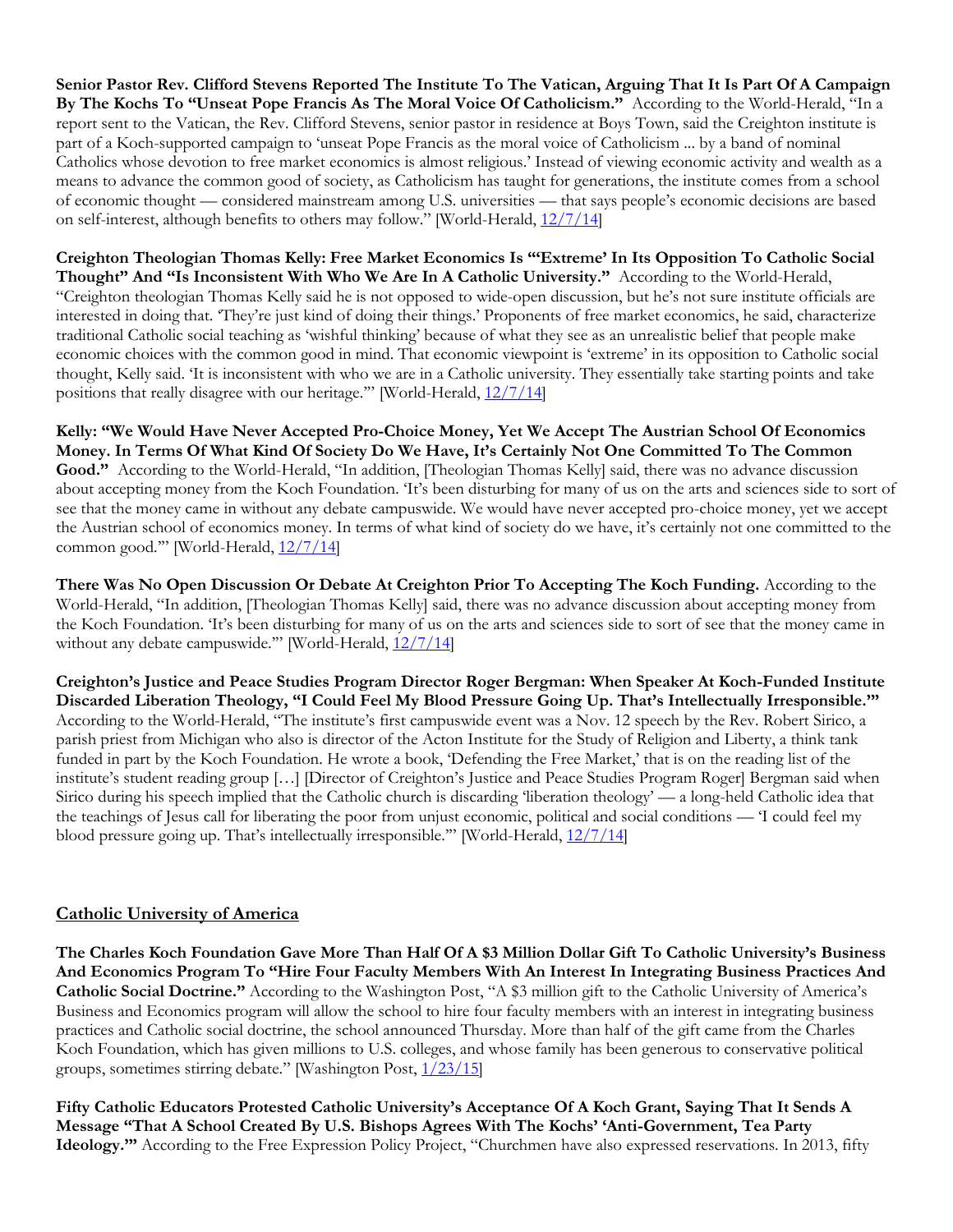**Senior Pastor Rev. Clifford Stevens Reported The Institute To The Vatican, Arguing That It Is Part Of A Campaign By The Kochs To "Unseat Pope Francis As The Moral Voice Of Catholicism."** According to the World-Herald, "In a report sent to the Vatican, the Rev. Clifford Stevens, senior pastor in residence at Boys Town, said the Creighton institute is part of a Koch-supported campaign to 'unseat Pope Francis as the moral voice of Catholicism ... by a band of nominal Catholics whose devotion to free market economics is almost religious.' Instead of viewing economic activity and wealth as a means to advance the common good of society, as Catholicism has taught for generations, the institute comes from a school of economic thought — considered mainstream among U.S. universities — that says people's economic decisions are based on self-interest, although benefits to others may follow." [World-Herald, [12/7/14]]

**Creighton Theologian Thomas Kelly: Free Market Economics Is "'Extreme' In Its Opposition To Catholic Social Thought" And "Is Inconsistent With Who We Are In A Catholic University."** According to the World-Herald, "Creighton theologian Thomas Kelly said he is not opposed to wide-open discussion, but he's not sure institute officials are interested in doing that. 'They're just kind of doing their things.' Proponents of free market economics, he said, characterize traditional Catholic social teaching as 'wishful thinking' because of what they see as an unrealistic belief that people make economic choices with the common good in mind. That economic viewpoint is 'extreme' in its opposition to Catholic social thought, Kelly said. 'It is inconsistent with who we are in a Catholic university. They essentially take starting points and take positions that really disagree with our heritage.'" [World-Herald, [12/7/14]]

**Kelly: "We Would Have Never Accepted Pro-Choice Money, Yet We Accept The Austrian School Of Economics Money. In Terms Of What Kind Of Society Do We Have, It's Certainly Not One Committed To The Common Good."** According to the World-Herald, "In addition, [Theologian Thomas Kelly] said, there was no advance discussion about accepting money from the Koch Foundation. 'It's been disturbing for many of us on the arts and sciences side to sort of see that the money came in without any debate campuswide. We would have never accepted pro-choice money, yet we accept the Austrian school of economics money. In terms of what kind of society do we have, it's certainly not one committed to the common good.'" [World-Herald, [12/7/14]]

**There Was No Open Discussion Or Debate At Creighton Prior To Accepting The Koch Funding.** According to the World-Herald, "In addition, [Theologian Thomas Kelly] said, there was no advance discussion about accepting money from the Koch Foundation. 'It's been disturbing for many of us on the arts and sciences side to sort of see that the money came in without any debate campuswide.'" [World-Herald, [12/7/14]]

**Creighton's Justice and Peace Studies Program Director Roger Bergman: When Speaker At Koch-Funded Institute Discarded Liberation Theology, "I Could Feel My Blood Pressure Going Up. That's Intellectually Irresponsible."** According to the World-Herald, "The institute's first campuswide event was a Nov. 12 speech by the Rev. Robert Sirico, a parish priest from Michigan who also is director of the Acton Institute for the Study of Religion and Liberty, a think tank funded in part by the Koch Foundation. He wrote a book, 'Defending the Free Market,' that is on the reading list of the institute's student reading group […] [Director of Creighton's Justice and Peace Studies Program Roger] Bergman said when Sirico during his speech implied that the Catholic church is discarding 'liberation theology' — a long-held Catholic idea that the teachings of Jesus call for liberating the poor from unjust economic, political and social conditions — 'I could feel my blood pressure going up. That's intellectually irresponsible.'" [World-Herald, [12/7/14]]

## Catholic University of America

**The Charles Koch Foundation Gave More Than Half Of A $3 Million Dollar Gift To Catholic University's Business And Economics Program To "Hire Four Faculty Members With An Interest In Integrating Business Practices And Catholic Social Doctrine."** According to the Washington Post, "A $3 million gift to the Catholic University of America's Business and Economics program will allow the school to hire four faculty members with an interest in integrating business practices and Catholic social doctrine, the school announced Thursday. More than half of the gift came from the Charles Koch Foundation, which has given millions to U.S. colleges, and whose family has been generous to conservative political groups, sometimes stirring debate." [Washington Post, [1/23/15]]

**Fifty Catholic Educators Protested Catholic University's Acceptance Of A Koch Grant, Saying That It Sends A Message "That A School Created By U.S. Bishops Agrees With The Kochs' 'Anti-Government, Tea Party Ideology.'"** According to the Free Expression Policy Project, "Churchmen have also expressed reservations. In 2013, fifty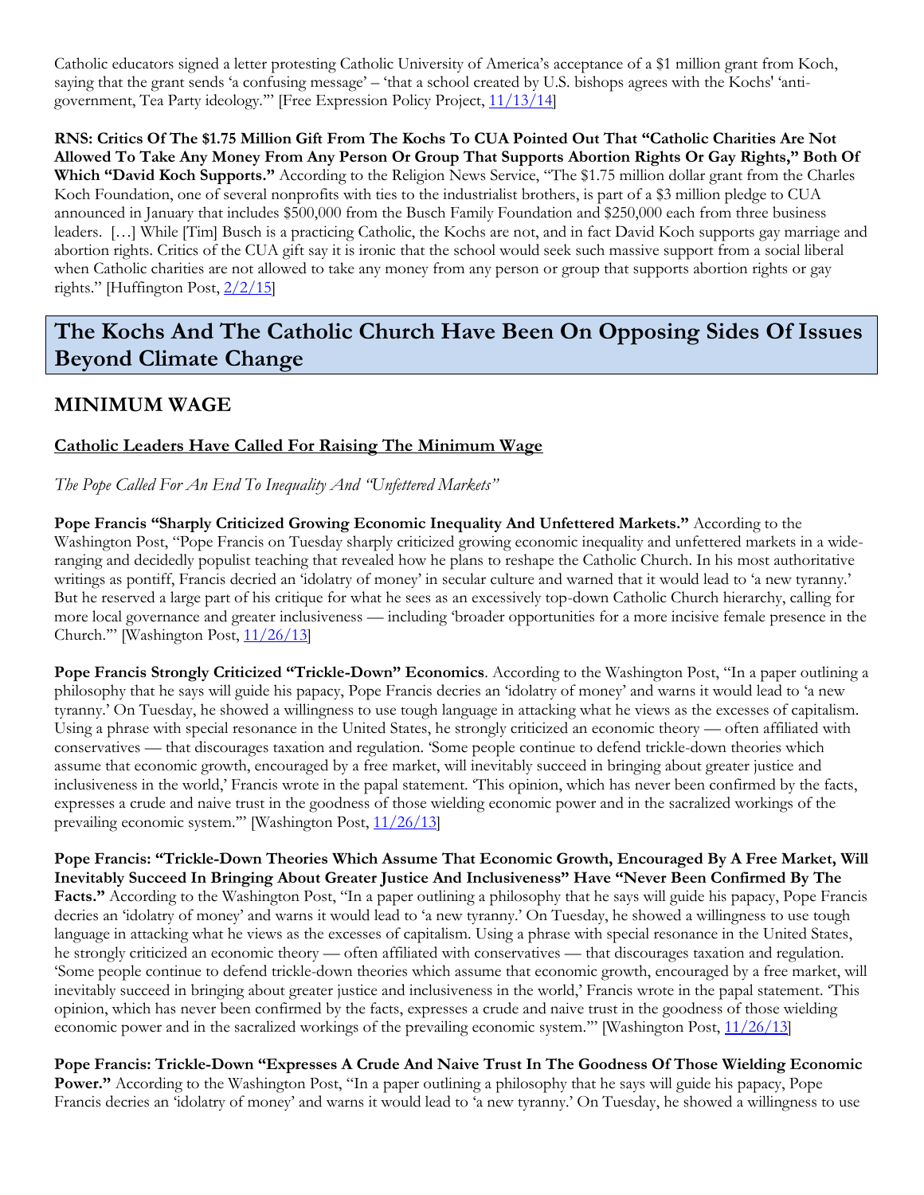Catholic educators signed a letter protesting Catholic University of America's acceptance of a $1 million grant from Koch, saying that the grant sends 'a confusing message' – 'that a school created by U.S. bishops agrees with the Kochs' 'anti-government, Tea Party ideology.'" [Free Expression Policy Project, 11/13/14]

**RNS: Critics Of The $1.75 Million Gift From The Kochs To CUA Pointed Out That "Catholic Charities Are Not Allowed To Take Any Money From Any Person Or Group That Supports Abortion Rights Or Gay Rights," Both Of Which "David Koch Supports."** According to the Religion News Service, "The $1.75 million dollar grant from the Charles Koch Foundation, one of several nonprofits with ties to the industrialist brothers, is part of a $3 million pledge to CUA announced in January that includes $500,000 from the Busch Family Foundation and $250,000 each from three business leaders. […] While [Tim] Busch is a practicing Catholic, the Kochs are not, and in fact David Koch supports gay marriage and abortion rights. Critics of the CUA gift say it is ironic that the school would seek such massive support from a social liberal when Catholic charities are not allowed to take any money from any person or group that supports abortion rights or gay rights." [Huffington Post, 2/2/15]

# The Kochs And The Catholic Church Have Been On Opposing Sides Of Issues Beyond Climate Change

## MINIMUM WAGE

### Catholic Leaders Have Called For Raising The Minimum Wage

*The Pope Called For An End To Inequality And "Unfettered Markets"*

**Pope Francis "Sharply Criticized Growing Economic Inequality And Unfettered Markets."** According to the Washington Post, "Pope Francis on Tuesday sharply criticized growing economic inequality and unfettered markets in a wide-ranging and decidedly populist teaching that revealed how he plans to reshape the Catholic Church. In his most authoritative writings as pontiff, Francis decried an 'idolatry of money' in secular culture and warned that it would lead to 'a new tyranny.' But he reserved a large part of his critique for what he sees as an excessively top-down Catholic Church hierarchy, calling for more local governance and greater inclusiveness — including 'broader opportunities for a more incisive female presence in the Church.'" [Washington Post, 11/26/13]

**Pope Francis Strongly Criticized "Trickle-Down" Economics**. According to the Washington Post, "In a paper outlining a philosophy that he says will guide his papacy, Pope Francis decries an 'idolatry of money' and warns it would lead to 'a new tyranny.' On Tuesday, he showed a willingness to use tough language in attacking what he views as the excesses of capitalism. Using a phrase with special resonance in the United States, he strongly criticized an economic theory — often affiliated with conservatives — that discourages taxation and regulation. 'Some people continue to defend trickle-down theories which assume that economic growth, encouraged by a free market, will inevitably succeed in bringing about greater justice and inclusiveness in the world,' Francis wrote in the papal statement. 'This opinion, which has never been confirmed by the facts, expresses a crude and naive trust in the goodness of those wielding economic power and in the sacralized workings of the prevailing economic system.'" [Washington Post, 11/26/13]

**Pope Francis: "Trickle-Down Theories Which Assume That Economic Growth, Encouraged By A Free Market, Will Inevitably Succeed In Bringing About Greater Justice And Inclusiveness" Have "Never Been Confirmed By The Facts."** According to the Washington Post, "In a paper outlining a philosophy that he says will guide his papacy, Pope Francis decries an 'idolatry of money' and warns it would lead to 'a new tyranny.' On Tuesday, he showed a willingness to use tough language in attacking what he views as the excesses of capitalism. Using a phrase with special resonance in the United States, he strongly criticized an economic theory — often affiliated with conservatives — that discourages taxation and regulation. 'Some people continue to defend trickle-down theories which assume that economic growth, encouraged by a free market, will inevitably succeed in bringing about greater justice and inclusiveness in the world,' Francis wrote in the papal statement. 'This opinion, which has never been confirmed by the facts, expresses a crude and naive trust in the goodness of those wielding economic power and in the sacralized workings of the prevailing economic system.'" [Washington Post, 11/26/13]

**Pope Francis: Trickle-Down "Expresses A Crude And Naive Trust In The Goodness Of Those Wielding Economic Power."** According to the Washington Post, "In a paper outlining a philosophy that he says will guide his papacy, Pope Francis decries an 'idolatry of money' and warns it would lead to 'a new tyranny.' On Tuesday, he showed a willingness to use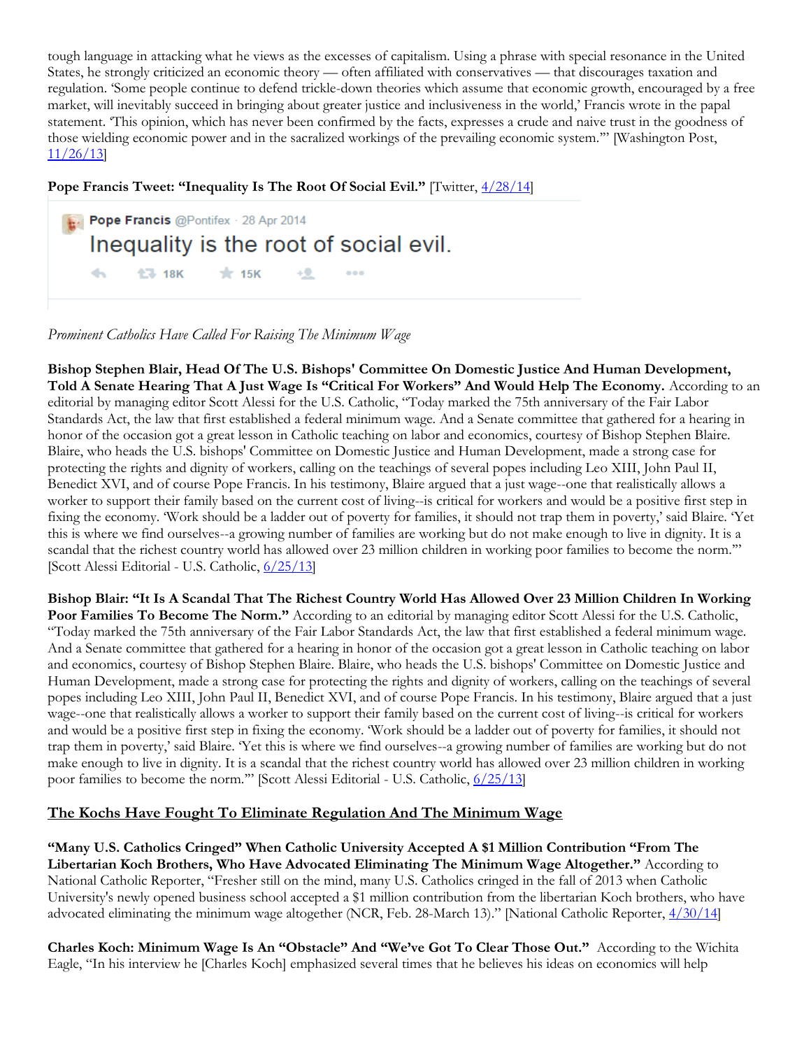tough language in attacking what he views as the excesses of capitalism. Using a phrase with special resonance in the United States, he strongly criticized an economic theory — often affiliated with conservatives — that discourages taxation and regulation. 'Some people continue to defend trickle-down theories which assume that economic growth, encouraged by a free market, will inevitably succeed in bringing about greater justice and inclusiveness in the world,' Francis wrote in the papal statement. 'This opinion, which has never been confirmed by the facts, expresses a crude and naive trust in the goodness of those wielding economic power and in the sacralized workings of the prevailing economic system.'" [Washington Post, 11/26/13]

**Pope Francis Tweet: "Inequality Is The Root Of Social Evil."** [Twitter, 4/28/14]

Pope Francis @Pontifex · 28 Apr 2014
Inequality is the root of social evil.
18K 15K

*Prominent Catholics Have Called For Raising The Minimum Wage*

**Bishop Stephen Blair, Head Of The U.S. Bishops' Committee On Domestic Justice And Human Development, Told A Senate Hearing That A Just Wage Is "Critical For Workers" And Would Help The Economy.** According to an editorial by managing editor Scott Alessi for the U.S. Catholic, "Today marked the 75th anniversary of the Fair Labor Standards Act, the law that first established a federal minimum wage. And a Senate committee that gathered for a hearing in honor of the occasion got a great lesson in Catholic teaching on labor and economics, courtesy of Bishop Stephen Blaire. Blaire, who heads the U.S. bishops' Committee on Domestic Justice and Human Development, made a strong case for protecting the rights and dignity of workers, calling on the teachings of several popes including Leo XIII, John Paul II, Benedict XVI, and of course Pope Francis. In his testimony, Blaire argued that a just wage--one that realistically allows a worker to support their family based on the current cost of living--is critical for workers and would be a positive first step in fixing the economy. 'Work should be a ladder out of poverty for families, it should not trap them in poverty,' said Blaire. 'Yet this is where we find ourselves--a growing number of families are working but do not make enough to live in dignity. It is a scandal that the richest country world has allowed over 23 million children in working poor families to become the norm.'" [Scott Alessi Editorial - U.S. Catholic, 6/25/13]

**Bishop Blair: "It Is A Scandal That The Richest Country World Has Allowed Over 23 Million Children In Working Poor Families To Become The Norm."** According to an editorial by managing editor Scott Alessi for the U.S. Catholic, "Today marked the 75th anniversary of the Fair Labor Standards Act, the law that first established a federal minimum wage. And a Senate committee that gathered for a hearing in honor of the occasion got a great lesson in Catholic teaching on labor and economics, courtesy of Bishop Stephen Blaire. Blaire, who heads the U.S. bishops' Committee on Domestic Justice and Human Development, made a strong case for protecting the rights and dignity of workers, calling on the teachings of several popes including Leo XIII, John Paul II, Benedict XVI, and of course Pope Francis. In his testimony, Blaire argued that a just wage--one that realistically allows a worker to support their family based on the current cost of living--is critical for workers and would be a positive first step in fixing the economy. 'Work should be a ladder out of poverty for families, it should not trap them in poverty,' said Blaire. 'Yet this is where we find ourselves--a growing number of families are working but do not make enough to live in dignity. It is a scandal that the richest country world has allowed over 23 million children in working poor families to become the norm.'" [Scott Alessi Editorial - U.S. Catholic, 6/25/13]

## The Kochs Have Fought To Eliminate Regulation And The Minimum Wage

**"Many U.S. Catholics Cringed" When Catholic University Accepted A $1 Million Contribution "From The Libertarian Koch Brothers, Who Have Advocated Eliminating The Minimum Wage Altogether."** According to National Catholic Reporter, "Fresher still on the mind, many U.S. Catholics cringed in the fall of 2013 when Catholic University's newly opened business school accepted a $1 million contribution from the libertarian Koch brothers, who have advocated eliminating the minimum wage altogether (NCR, Feb. 28-March 13)." [National Catholic Reporter, 4/30/14]

**Charles Koch: Minimum Wage Is An "Obstacle" And "We've Got To Clear Those Out."** According to the Wichita Eagle, "In his interview he [Charles Koch] emphasized several times that he believes his ideas on economics will help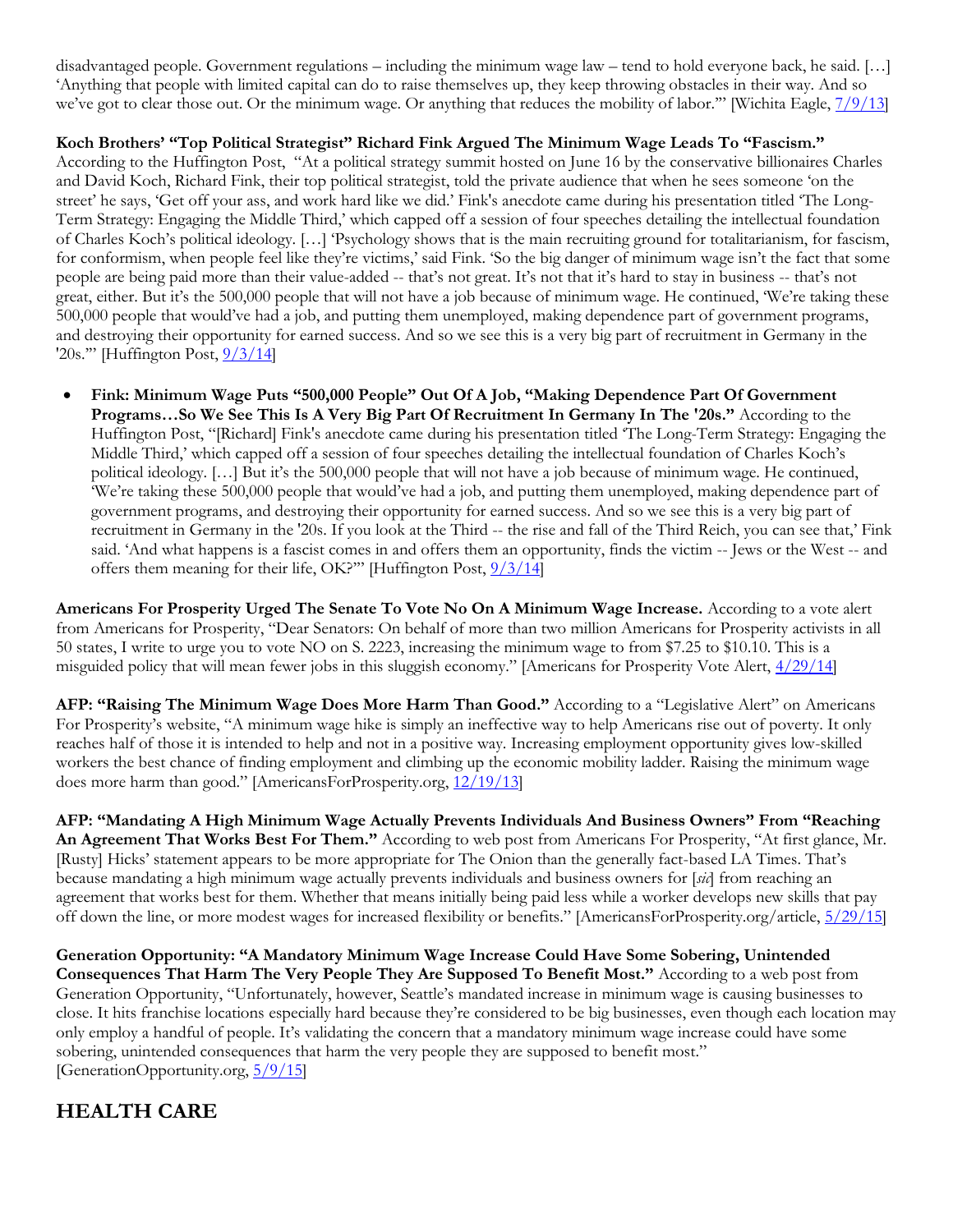disadvantaged people. Government regulations – including the minimum wage law – tend to hold everyone back, he said. […] 'Anything that people with limited capital can do to raise themselves up, they keep throwing obstacles in their way. And so we've got to clear those out. Or the minimum wage. Or anything that reduces the mobility of labor.'" [Wichita Eagle, 7/9/13]

**Koch Brothers' "Top Political Strategist" Richard Fink Argued The Minimum Wage Leads To "Fascism."** According to the Huffington Post, "At a political strategy summit hosted on June 16 by the conservative billionaires Charles and David Koch, Richard Fink, their top political strategist, told the private audience that when he sees someone 'on the street' he says, 'Get off your ass, and work hard like we did.' Fink's anecdote came during his presentation titled 'The Long-Term Strategy: Engaging the Middle Third,' which capped off a session of four speeches detailing the intellectual foundation of Charles Koch's political ideology. […] 'Psychology shows that is the main recruiting ground for totalitarianism, for fascism, for conformism, when people feel like they're victims,' said Fink. 'So the big danger of minimum wage isn't the fact that some people are being paid more than their value-added -- that's not great. It's not that it's hard to stay in business -- that's not great, either. But it's the 500,000 people that will not have a job because of minimum wage. He continued, 'We're taking these 500,000 people that would've had a job, and putting them unemployed, making dependence part of government programs, and destroying their opportunity for earned success. And so we see this is a very big part of recruitment in Germany in the '20s.'" [Huffington Post, 9/3/14]

- **Fink: Minimum Wage Puts "500,000 People" Out Of A Job, "Making Dependence Part Of Government Programs…So We See This Is A Very Big Part Of Recruitment In Germany In The '20s."** According to the Huffington Post, "[Richard] Fink's anecdote came during his presentation titled 'The Long-Term Strategy: Engaging the Middle Third,' which capped off a session of four speeches detailing the intellectual foundation of Charles Koch's political ideology. […] But it's the 500,000 people that will not have a job because of minimum wage. He continued, 'We're taking these 500,000 people that would've had a job, and putting them unemployed, making dependence part of government programs, and destroying their opportunity for earned success. And so we see this is a very big part of recruitment in Germany in the '20s. If you look at the Third -- the rise and fall of the Third Reich, you can see that,' Fink said. 'And what happens is a fascist comes in and offers them an opportunity, finds the victim -- Jews or the West -- and offers them meaning for their life, OK?'" [Huffington Post, 9/3/14]

**Americans For Prosperity Urged The Senate To Vote No On A Minimum Wage Increase.** According to a vote alert from Americans for Prosperity, "Dear Senators: On behalf of more than two million Americans for Prosperity activists in all 50 states, I write to urge you to vote NO on S. 2223, increasing the minimum wage to from $7.25 to $10.10. This is a misguided policy that will mean fewer jobs in this sluggish economy." [Americans for Prosperity Vote Alert, 4/29/14]

**AFP: "Raising The Minimum Wage Does More Harm Than Good."** According to a "Legislative Alert" on Americans For Prosperity's website, "A minimum wage hike is simply an ineffective way to help Americans rise out of poverty. It only reaches half of those it is intended to help and not in a positive way. Increasing employment opportunity gives low-skilled workers the best chance of finding employment and climbing up the economic mobility ladder. Raising the minimum wage does more harm than good." [AmericansForProsperity.org, 12/19/13]

**AFP: "Mandating A High Minimum Wage Actually Prevents Individuals And Business Owners" From "Reaching An Agreement That Works Best For Them."** According to web post from Americans For Prosperity, "At first glance, Mr. [Rusty] Hicks' statement appears to be more appropriate for The Onion than the generally fact-based LA Times. That's because mandating a high minimum wage actually prevents individuals and business owners for [*sic*] from reaching an agreement that works best for them. Whether that means initially being paid less while a worker develops new skills that pay off down the line, or more modest wages for increased flexibility or benefits." [AmericansForProsperity.org/article, 5/29/15]

**Generation Opportunity: "A Mandatory Minimum Wage Increase Could Have Some Sobering, Unintended Consequences That Harm The Very People They Are Supposed To Benefit Most."** According to a web post from Generation Opportunity, "Unfortunately, however, Seattle's mandated increase in minimum wage is causing businesses to close. It hits franchise locations especially hard because they're considered to be big businesses, even though each location may only employ a handful of people. It's validating the concern that a mandatory minimum wage increase could have some sobering, unintended consequences that harm the very people they are supposed to benefit most." [GenerationOpportunity.org, 5/9/15]

## HEALTH CARE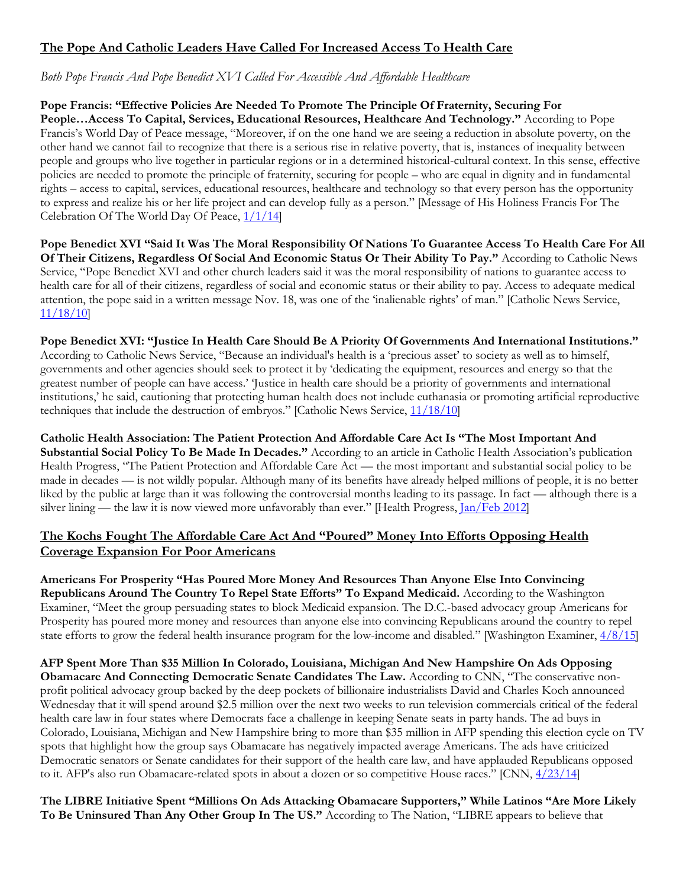## <u>The Pope And Catholic Leaders Have Called For Increased Access To Health Care</u>

*Both Pope Francis And Pope Benedict XVI Called For Accessible And Affordable Healthcare*

**Pope Francis: "Effective Policies Are Needed To Promote The Principle Of Fraternity, Securing For People…Access To Capital, Services, Educational Resources, Healthcare And Technology."** According to Pope Francis's World Day of Peace message, "Moreover, if on the one hand we are seeing a reduction in absolute poverty, on the other hand we cannot fail to recognize that there is a serious rise in relative poverty, that is, instances of inequality between people and groups who live together in particular regions or in a determined historical-cultural context. In this sense, effective policies are needed to promote the principle of fraternity, securing for people – who are equal in dignity and in fundamental rights – access to capital, services, educational resources, healthcare and technology so that every person has the opportunity to express and realize his or her life project and can develop fully as a person." [Message of His Holiness Francis For The Celebration Of The World Day Of Peace, 1/1/14]

**Pope Benedict XVI "Said It Was The Moral Responsibility Of Nations To Guarantee Access To Health Care For All Of Their Citizens, Regardless Of Social And Economic Status Or Their Ability To Pay."** According to Catholic News Service, "Pope Benedict XVI and other church leaders said it was the moral responsibility of nations to guarantee access to health care for all of their citizens, regardless of social and economic status or their ability to pay. Access to adequate medical attention, the pope said in a written message Nov. 18, was one of the 'inalienable rights' of man." [Catholic News Service, 11/18/10]

**Pope Benedict XVI: "Justice In Health Care Should Be A Priority Of Governments And International Institutions."** According to Catholic News Service, "Because an individual's health is a 'precious asset' to society as well as to himself, governments and other agencies should seek to protect it by 'dedicating the equipment, resources and energy so that the greatest number of people can have access.' 'Justice in health care should be a priority of governments and international institutions,' he said, cautioning that protecting human health does not include euthanasia or promoting artificial reproductive techniques that include the destruction of embryos." [Catholic News Service, 11/18/10]

**Catholic Health Association: The Patient Protection And Affordable Care Act Is "The Most Important And Substantial Social Policy To Be Made In Decades."** According to an article in Catholic Health Association's publication Health Progress, "The Patient Protection and Affordable Care Act — the most important and substantial social policy to be made in decades — is not wildly popular. Although many of its benefits have already helped millions of people, it is no better liked by the public at large than it was following the controversial months leading to its passage. In fact — although there is a silver lining — the law it is now viewed more unfavorably than ever." [Health Progress, Jan/Feb 2012]

## <u>The Kochs Fought The Affordable Care Act And "Poured" Money Into Efforts Opposing Health Coverage Expansion For Poor Americans</u>

**Americans For Prosperity "Has Poured More Money And Resources Than Anyone Else Into Convincing Republicans Around The Country To Repel State Efforts" To Expand Medicaid.** According to the Washington Examiner, "Meet the group persuading states to block Medicaid expansion. The D.C.-based advocacy group Americans for Prosperity has poured more money and resources than anyone else into convincing Republicans around the country to repel state efforts to grow the federal health insurance program for the low-income and disabled." [Washington Examiner, 4/8/15]

**AFP Spent More Than $35 Million In Colorado, Louisiana, Michigan And New Hampshire On Ads Opposing Obamacare And Connecting Democratic Senate Candidates The Law.** According to CNN, "The conservative non-profit political advocacy group backed by the deep pockets of billionaire industrialists David and Charles Koch announced Wednesday that it will spend around $2.5 million over the next two weeks to run television commercials critical of the federal health care law in four states where Democrats face a challenge in keeping Senate seats in party hands. The ad buys in Colorado, Louisiana, Michigan and New Hampshire bring to more than $35 million in AFP spending this election cycle on TV spots that highlight how the group says Obamacare has negatively impacted average Americans. The ads have criticized Democratic senators or Senate candidates for their support of the health care law, and have applauded Republicans opposed to it. AFP's also run Obamacare-related spots in about a dozen or so competitive House races." [CNN, 4/23/14]

**The LIBRE Initiative Spent "Millions On Ads Attacking Obamacare Supporters," While Latinos "Are More Likely To Be Uninsured Than Any Other Group In The US."** According to The Nation, "LIBRE appears to believe that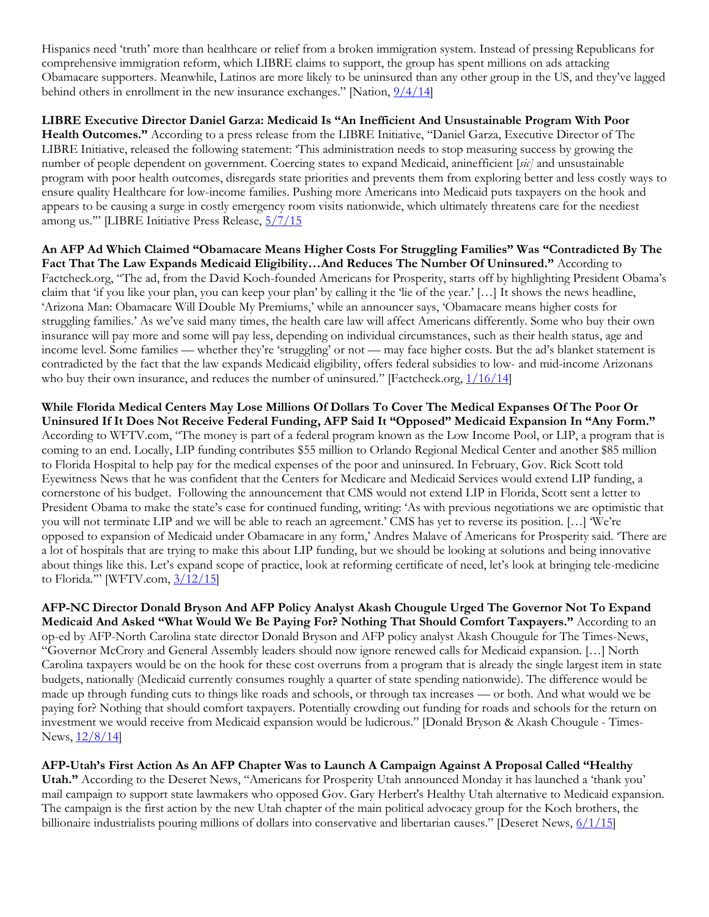Hispanics need 'truth' more than healthcare or relief from a broken immigration system. Instead of pressing Republicans for comprehensive immigration reform, which LIBRE claims to support, the group has spent millions on ads attacking Obamacare supporters. Meanwhile, Latinos are more likely to be uninsured than any other group in the US, and they've lagged behind others in enrollment in the new insurance exchanges." [Nation, 9/4/14]

**LIBRE Executive Director Daniel Garza: Medicaid Is "An Inefficient And Unsustainable Program With Poor Health Outcomes."** According to a press release from the LIBRE Initiative, "Daniel Garza, Executive Director of The LIBRE Initiative, released the following statement: 'This administration needs to stop measuring success by growing the number of people dependent on government. Coercing states to expand Medicaid, aninefficient [*sic*] and unsustainable program with poor health outcomes, disregards state priorities and prevents them from exploring better and less costly ways to ensure quality Healthcare for low-income families. Pushing more Americans into Medicaid puts taxpayers on the hook and appears to be causing a surge in costly emergency room visits nationwide, which ultimately threatens care for the neediest among us.'" [LIBRE Initiative Press Release, 5/7/15

**An AFP Ad Which Claimed "Obamacare Means Higher Costs For Struggling Families" Was "Contradicted By The Fact That The Law Expands Medicaid Eligibility…And Reduces The Number Of Uninsured."** According to Factcheck.org, "The ad, from the David Koch-founded Americans for Prosperity, starts off by highlighting President Obama's claim that 'if you like your plan, you can keep your plan' by calling it the 'lie of the year.' […] It shows the news headline, 'Arizona Man: Obamacare Will Double My Premiums,' while an announcer says, 'Obamacare means higher costs for struggling families.' As we've said many times, the health care law will affect Americans differently. Some who buy their own insurance will pay more and some will pay less, depending on individual circumstances, such as their health status, age and income level. Some families — whether they're 'struggling' or not — may face higher costs. But the ad's blanket statement is contradicted by the fact that the law expands Medicaid eligibility, offers federal subsidies to low- and mid-income Arizonans who buy their own insurance, and reduces the number of uninsured." [Factcheck.org, 1/16/14]

**While Florida Medical Centers May Lose Millions Of Dollars To Cover The Medical Expanses Of The Poor Or Uninsured If It Does Not Receive Federal Funding, AFP Said It "Opposed" Medicaid Expansion In "Any Form."** According to WFTV.com, "The money is part of a federal program known as the Low Income Pool, or LIP, a program that is coming to an end. Locally, LIP funding contributes $55 million to Orlando Regional Medical Center and another $85 million to Florida Hospital to help pay for the medical expenses of the poor and uninsured. In February, Gov. Rick Scott told Eyewitness News that he was confident that the Centers for Medicare and Medicaid Services would extend LIP funding, a cornerstone of his budget. Following the announcement that CMS would not extend LIP in Florida, Scott sent a letter to President Obama to make the state's case for continued funding, writing: 'As with previous negotiations we are optimistic that you will not terminate LIP and we will be able to reach an agreement.' CMS has yet to reverse its position. […] 'We're opposed to expansion of Medicaid under Obamacare in any form,' Andres Malave of Americans for Prosperity said. 'There are a lot of hospitals that are trying to make this about LIP funding, but we should be looking at solutions and being innovative about things like this. Let's expand scope of practice, look at reforming certificate of need, let's look at bringing tele-medicine to Florida.'" [WFTV.com, 3/12/15]

**AFP-NC Director Donald Bryson And AFP Policy Analyst Akash Chougule Urged The Governor Not To Expand Medicaid And Asked "What Would We Be Paying For? Nothing That Should Comfort Taxpayers."** According to an op-ed by AFP-North Carolina state director Donald Bryson and AFP policy analyst Akash Chougule for The Times-News, "Governor McCrory and General Assembly leaders should now ignore renewed calls for Medicaid expansion. […] North Carolina taxpayers would be on the hook for these cost overruns from a program that is already the single largest item in state budgets, nationally (Medicaid currently consumes roughly a quarter of state spending nationwide). The difference would be made up through funding cuts to things like roads and schools, or through tax increases — or both. And what would we be paying for? Nothing that should comfort taxpayers. Potentially crowding out funding for roads and schools for the return on investment we would receive from Medicaid expansion would be ludicrous." [Donald Bryson & Akash Chougule - Times-News, 12/8/14]

**AFP-Utah's First Action As An AFP Chapter Was to Launch A Campaign Against A Proposal Called "Healthy Utah."** According to the Deseret News, "Americans for Prosperity Utah announced Monday it has launched a 'thank you' mail campaign to support state lawmakers who opposed Gov. Gary Herbert's Healthy Utah alternative to Medicaid expansion. The campaign is the first action by the new Utah chapter of the main political advocacy group for the Koch brothers, the billionaire industrialists pouring millions of dollars into conservative and libertarian causes." [Deseret News, 6/1/15]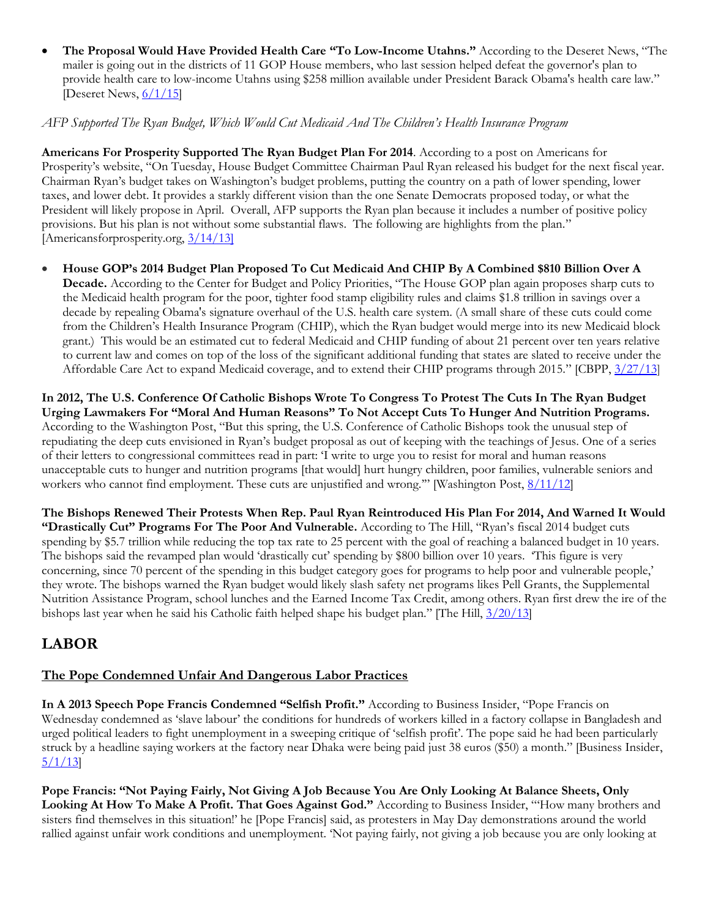- **The Proposal Would Have Provided Health Care "To Low-Income Utahns."** According to the Deseret News, "The mailer is going out in the districts of 11 GOP House members, who last session helped defeat the governor's plan to provide health care to low-income Utahns using $258 million available under President Barack Obama's health care law." [Deseret News, 6/1/15]

*AFP Supported The Ryan Budget, Which Would Cut Medicaid And The Children's Health Insurance Program*

**Americans For Prosperity Supported The Ryan Budget Plan For 2014**. According to a post on Americans for Prosperity's website, "On Tuesday, House Budget Committee Chairman Paul Ryan released his budget for the next fiscal year. Chairman Ryan's budget takes on Washington's budget problems, putting the country on a path of lower spending, lower taxes, and lower debt. It provides a starkly different vision than the one Senate Democrats proposed today, or what the President will likely propose in April. Overall, AFP supports the Ryan plan because it includes a number of positive policy provisions. But his plan is not without some substantial flaws. The following are highlights from the plan." [Americansforprosperity.org, 3/14/13]

- **House GOP's 2014 Budget Plan Proposed To Cut Medicaid And CHIP By A Combined $810 Billion Over A Decade.** According to the Center for Budget and Policy Priorities, "The House GOP plan again proposes sharp cuts to the Medicaid health program for the poor, tighter food stamp eligibility rules and claims $1.8 trillion in savings over a decade by repealing Obama's signature overhaul of the U.S. health care system. (A small share of these cuts could come from the Children's Health Insurance Program (CHIP), which the Ryan budget would merge into its new Medicaid block grant.) This would be an estimated cut to federal Medicaid and CHIP funding of about 21 percent over ten years relative to current law and comes on top of the loss of the significant additional funding that states are slated to receive under the Affordable Care Act to expand Medicaid coverage, and to extend their CHIP programs through 2015." [CBPP, 3/27/13]

**In 2012, The U.S. Conference Of Catholic Bishops Wrote To Congress To Protest The Cuts In The Ryan Budget Urging Lawmakers For "Moral And Human Reasons" To Not Accept Cuts To Hunger And Nutrition Programs.** According to the Washington Post, "But this spring, the U.S. Conference of Catholic Bishops took the unusual step of repudiating the deep cuts envisioned in Ryan's budget proposal as out of keeping with the teachings of Jesus. One of a series of their letters to congressional committees read in part: 'I write to urge you to resist for moral and human reasons unacceptable cuts to hunger and nutrition programs [that would] hurt hungry children, poor families, vulnerable seniors and workers who cannot find employment. These cuts are unjustified and wrong.'" [Washington Post, 8/11/12]

**The Bishops Renewed Their Protests When Rep. Paul Ryan Reintroduced His Plan For 2014, And Warned It Would "Drastically Cut" Programs For The Poor And Vulnerable.** According to The Hill, "Ryan's fiscal 2014 budget cuts spending by $5.7 trillion while reducing the top tax rate to 25 percent with the goal of reaching a balanced budget in 10 years. The bishops said the revamped plan would 'drastically cut' spending by $800 billion over 10 years. 'This figure is very concerning, since 70 percent of the spending in this budget category goes for programs to help poor and vulnerable people,' they wrote. The bishops warned the Ryan budget would likely slash safety net programs likes Pell Grants, the Supplemental Nutrition Assistance Program, school lunches and the Earned Income Tax Credit, among others. Ryan first drew the ire of the bishops last year when he said his Catholic faith helped shape his budget plan." [The Hill, 3/20/13]

## LABOR

### The Pope Condemned Unfair And Dangerous Labor Practices

**In A 2013 Speech Pope Francis Condemned "Selfish Profit."** According to Business Insider, "Pope Francis on Wednesday condemned as 'slave labour' the conditions for hundreds of workers killed in a factory collapse in Bangladesh and urged political leaders to fight unemployment in a sweeping critique of 'selfish profit'. The pope said he had been particularly struck by a headline saying workers at the factory near Dhaka were being paid just 38 euros ($50) a month." [Business Insider, 5/1/13]

**Pope Francis: "Not Paying Fairly, Not Giving A Job Because You Are Only Looking At Balance Sheets, Only Looking At How To Make A Profit. That Goes Against God."** According to Business Insider, "'How many brothers and sisters find themselves in this situation!' he [Pope Francis] said, as protesters in May Day demonstrations around the world rallied against unfair work conditions and unemployment. 'Not paying fairly, not giving a job because you are only looking at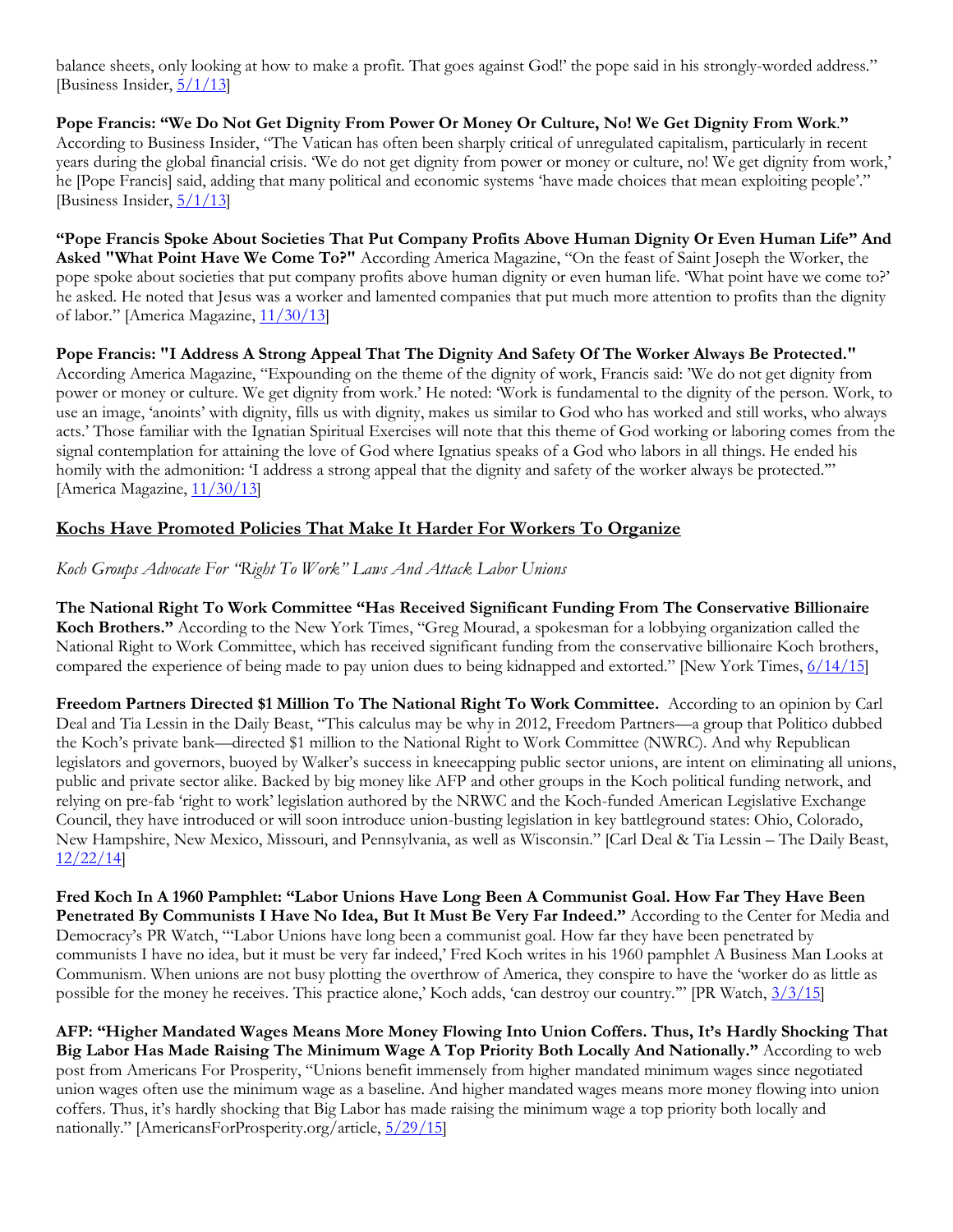balance sheets, only looking at how to make a profit. That goes against God!' the pope said in his strongly-worded address." [Business Insider, 5/1/13]

**Pope Francis: "We Do Not Get Dignity From Power Or Money Or Culture, No! We Get Dignity From Work."** According to Business Insider, "The Vatican has often been sharply critical of unregulated capitalism, particularly in recent years during the global financial crisis. 'We do not get dignity from power or money or culture, no! We get dignity from work,' he [Pope Francis] said, adding that many political and economic systems 'have made choices that mean exploiting people'." [Business Insider, 5/1/13]

**"Pope Francis Spoke About Societies That Put Company Profits Above Human Dignity Or Even Human Life" And Asked "What Point Have We Come To?"** According America Magazine, "On the feast of Saint Joseph the Worker, the pope spoke about societies that put company profits above human dignity or even human life. 'What point have we come to?' he asked. He noted that Jesus was a worker and lamented companies that put much more attention to profits than the dignity of labor." [America Magazine, 11/30/13]

**Pope Francis: "I Address A Strong Appeal That The Dignity And Safety Of The Worker Always Be Protected."** According America Magazine, "Expounding on the theme of the dignity of work, Francis said: 'We do not get dignity from power or money or culture. We get dignity from work.' He noted: 'Work is fundamental to the dignity of the person. Work, to use an image, 'anoints' with dignity, fills us with dignity, makes us similar to God who has worked and still works, who always acts.' Those familiar with the Ignatian Spiritual Exercises will note that this theme of God working or laboring comes from the signal contemplation for attaining the love of God where Ignatius speaks of a God who labors in all things. He ended his homily with the admonition: 'I address a strong appeal that the dignity and safety of the worker always be protected.'" [America Magazine, 11/30/13]

## Kochs Have Promoted Policies That Make It Harder For Workers To Organize

*Koch Groups Advocate For "Right To Work" Laws And Attack Labor Unions*

**The National Right To Work Committee "Has Received Significant Funding From The Conservative Billionaire Koch Brothers."** According to the New York Times, "Greg Mourad, a spokesman for a lobbying organization called the National Right to Work Committee, which has received significant funding from the conservative billionaire Koch brothers, compared the experience of being made to pay union dues to being kidnapped and extorted." [New York Times, 6/14/15]

**Freedom Partners Directed $1 Million To The National Right To Work Committee.** According to an opinion by Carl Deal and Tia Lessin in the Daily Beast, "This calculus may be why in 2012, Freedom Partners—a group that Politico dubbed the Koch's private bank—directed $1 million to the National Right to Work Committee (NWRC). And why Republican legislators and governors, buoyed by Walker's success in kneecapping public sector unions, are intent on eliminating all unions, public and private sector alike. Backed by big money like AFP and other groups in the Koch political funding network, and relying on pre-fab 'right to work' legislation authored by the NRWC and the Koch-funded American Legislative Exchange Council, they have introduced or will soon introduce union-busting legislation in key battleground states: Ohio, Colorado, New Hampshire, New Mexico, Missouri, and Pennsylvania, as well as Wisconsin." [Carl Deal & Tia Lessin – The Daily Beast, 12/22/14]

**Fred Koch In A 1960 Pamphlet: "Labor Unions Have Long Been A Communist Goal. How Far They Have Been Penetrated By Communists I Have No Idea, But It Must Be Very Far Indeed."** According to the Center for Media and Democracy's PR Watch, "'Labor Unions have long been a communist goal. How far they have been penetrated by communists I have no idea, but it must be very far indeed,' Fred Koch writes in his 1960 pamphlet A Business Man Looks at Communism. When unions are not busy plotting the overthrow of America, they conspire to have the 'worker do as little as possible for the money he receives. This practice alone,' Koch adds, 'can destroy our country.'" [PR Watch, 3/3/15]

**AFP: "Higher Mandated Wages Means More Money Flowing Into Union Coffers. Thus, It's Hardly Shocking That Big Labor Has Made Raising The Minimum Wage A Top Priority Both Locally And Nationally."** According to web post from Americans For Prosperity, "Unions benefit immensely from higher mandated minimum wages since negotiated union wages often use the minimum wage as a baseline. And higher mandated wages means more money flowing into union coffers. Thus, it's hardly shocking that Big Labor has made raising the minimum wage a top priority both locally and nationally." [AmericansForProsperity.org/article, 5/29/15]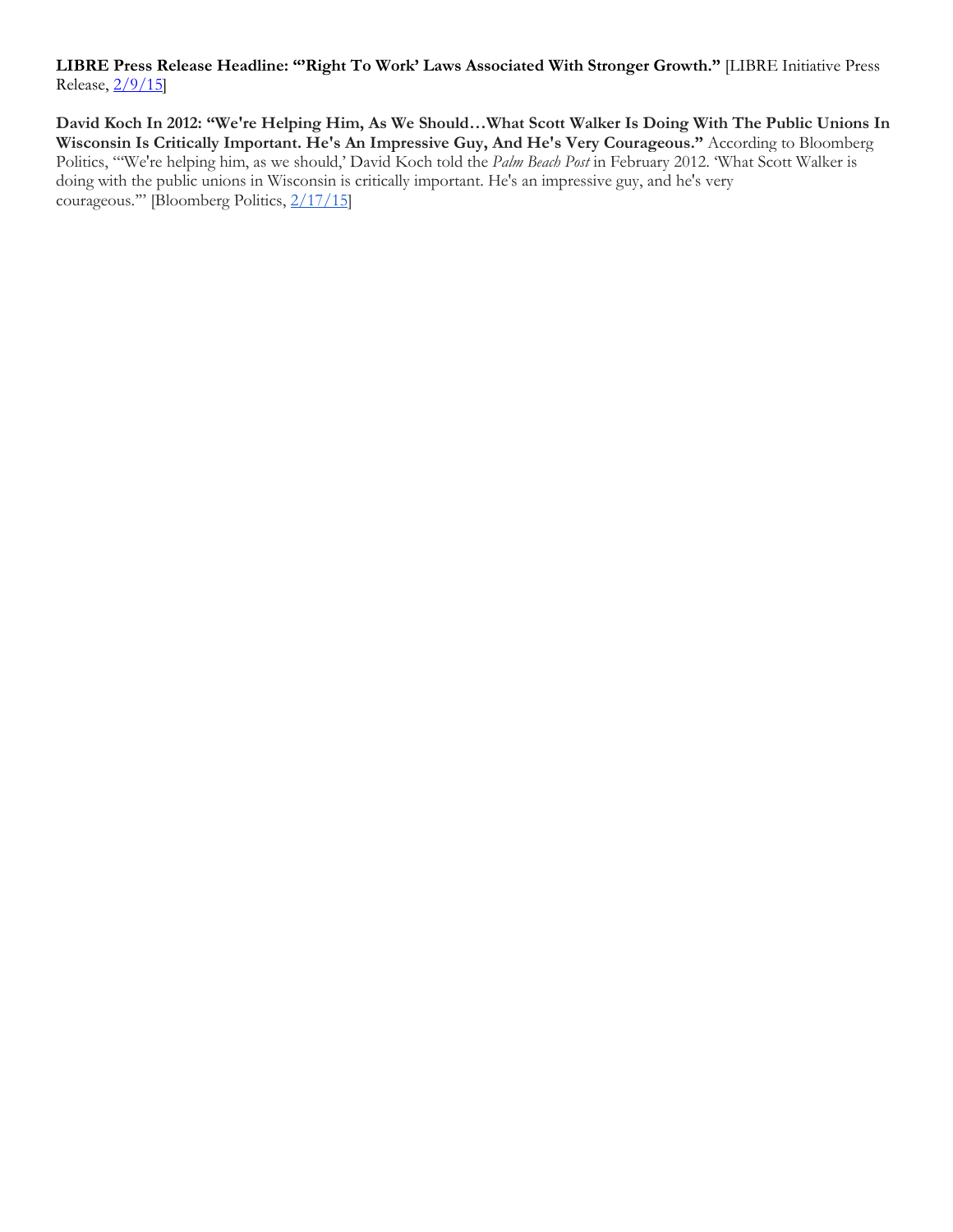**LIBRE Press Release Headline: "'Right To Work' Laws Associated With Stronger Growth."** [LIBRE Initiative Press Release, 2/9/15]

**David Koch In 2012: "We're Helping Him, As We Should…What Scott Walker Is Doing With The Public Unions In Wisconsin Is Critically Important. He's An Impressive Guy, And He's Very Courageous."** According to Bloomberg Politics, "'We're helping him, as we should,' David Koch told the *Palm Beach Post* in February 2012. 'What Scott Walker is doing with the public unions in Wisconsin is critically important. He's an impressive guy, and he's very courageous.'" [Bloomberg Politics, 2/17/15]